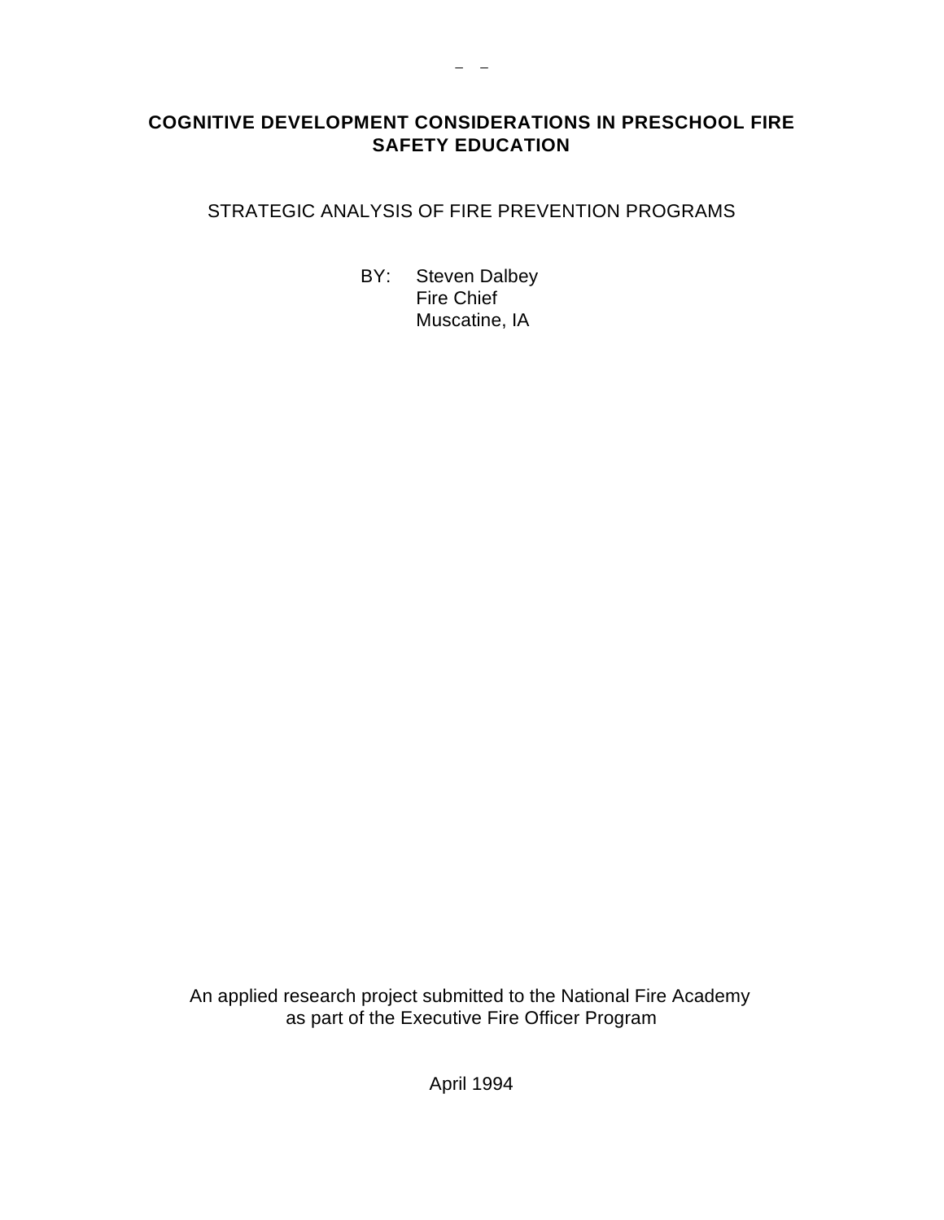# COGNITIVE DEVELOPMENT CONSIDERATIONS IN PRESCHOOL FIRE SAFETY EDUCATION

STRATEGIC ANALYSIS OF FIRE PREVENTION PROGRAMS

BY: Steven Dalbey
Fire Chief
Muscatine, IA

An applied research project submitted to the National Fire Academy
as part of the Executive Fire Officer Program

April 1994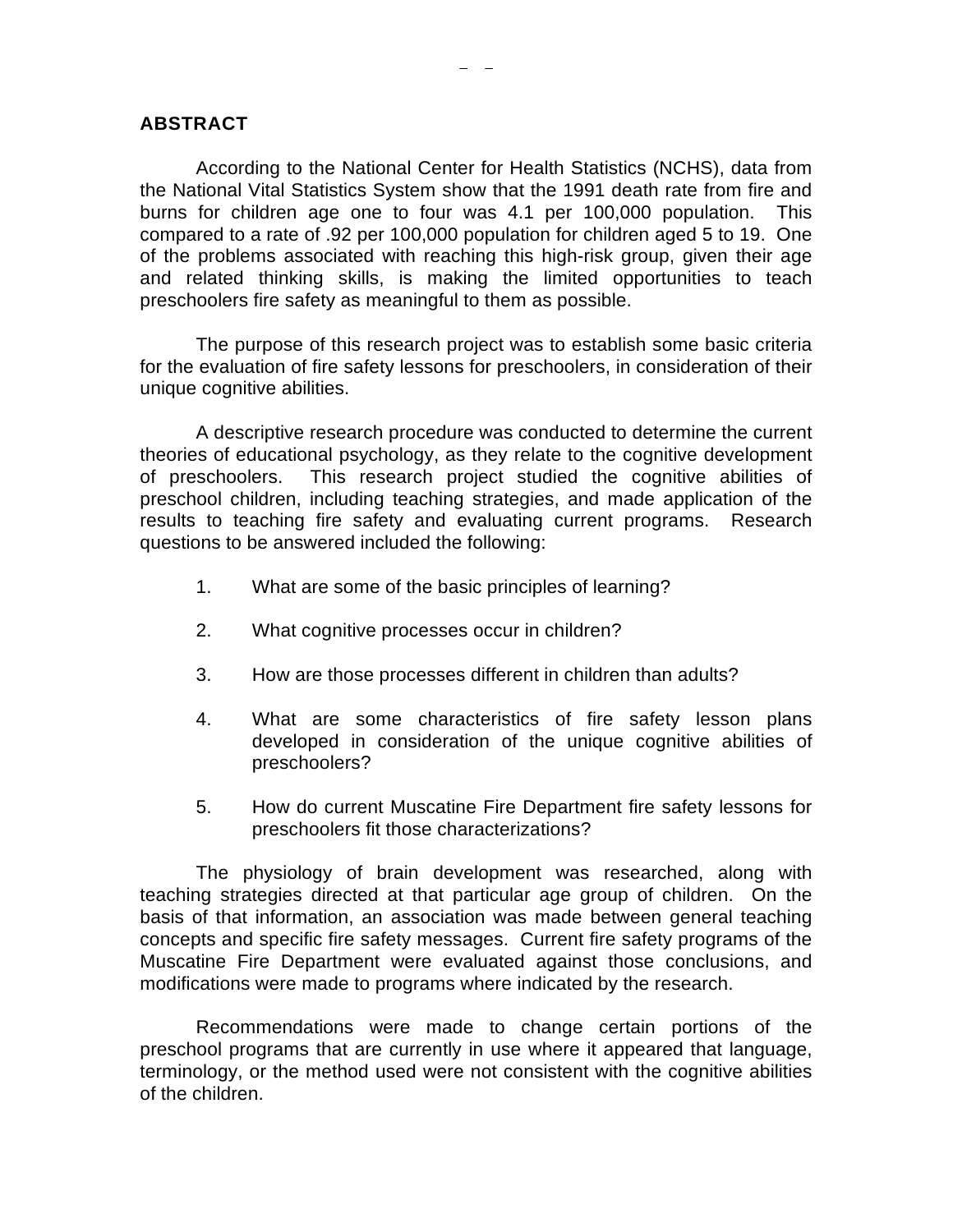## ABSTRACT

According to the National Center for Health Statistics (NCHS), data from the National Vital Statistics System show that the 1991 death rate from fire and burns for children age one to four was 4.1 per 100,000 population. This compared to a rate of .92 per 100,000 population for children aged 5 to 19. One of the problems associated with reaching this high-risk group, given their age and related thinking skills, is making the limited opportunities to teach preschoolers fire safety as meaningful to them as possible.

The purpose of this research project was to establish some basic criteria for the evaluation of fire safety lessons for preschoolers, in consideration of their unique cognitive abilities.

A descriptive research procedure was conducted to determine the current theories of educational psychology, as they relate to the cognitive development of preschoolers. This research project studied the cognitive abilities of preschool children, including teaching strategies, and made application of the results to teaching fire safety and evaluating current programs. Research questions to be answered included the following:

1. What are some of the basic principles of learning?
2. What cognitive processes occur in children?
3. How are those processes different in children than adults?
4. What are some characteristics of fire safety lesson plans developed in consideration of the unique cognitive abilities of preschoolers?
5. How do current Muscatine Fire Department fire safety lessons for preschoolers fit those characterizations?

The physiology of brain development was researched, along with teaching strategies directed at that particular age group of children. On the basis of that information, an association was made between general teaching concepts and specific fire safety messages. Current fire safety programs of the Muscatine Fire Department were evaluated against those conclusions, and modifications were made to programs where indicated by the research.

Recommendations were made to change certain portions of the preschool programs that are currently in use where it appeared that language, terminology, or the method used were not consistent with the cognitive abilities of the children.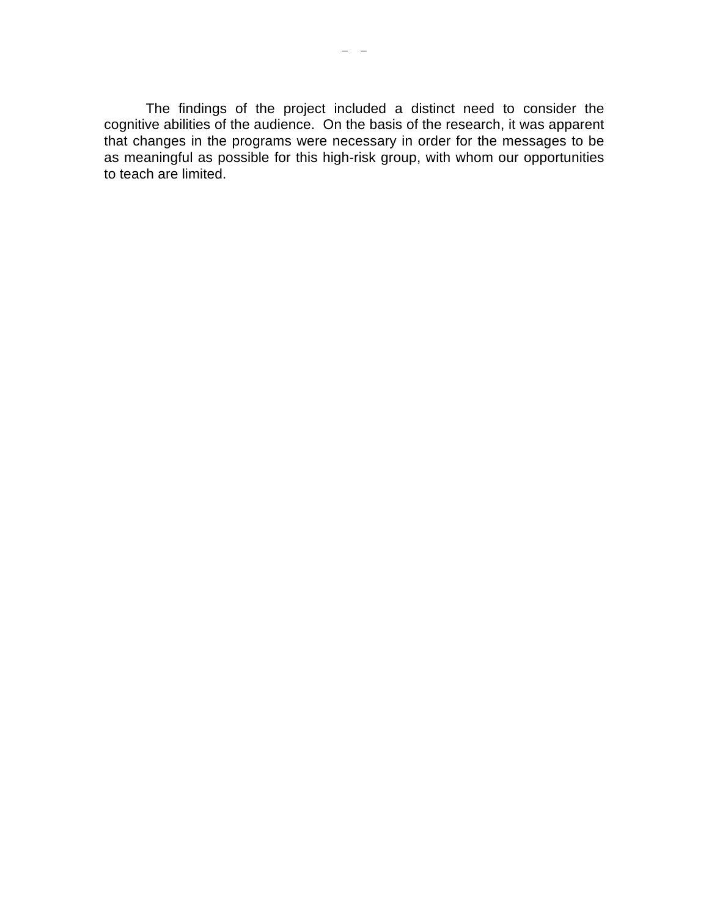The findings of the project included a distinct need to consider the cognitive abilities of the audience. On the basis of the research, it was apparent that changes in the programs were necessary in order for the messages to be as meaningful as possible for this high-risk group, with whom our opportunities to teach are limited.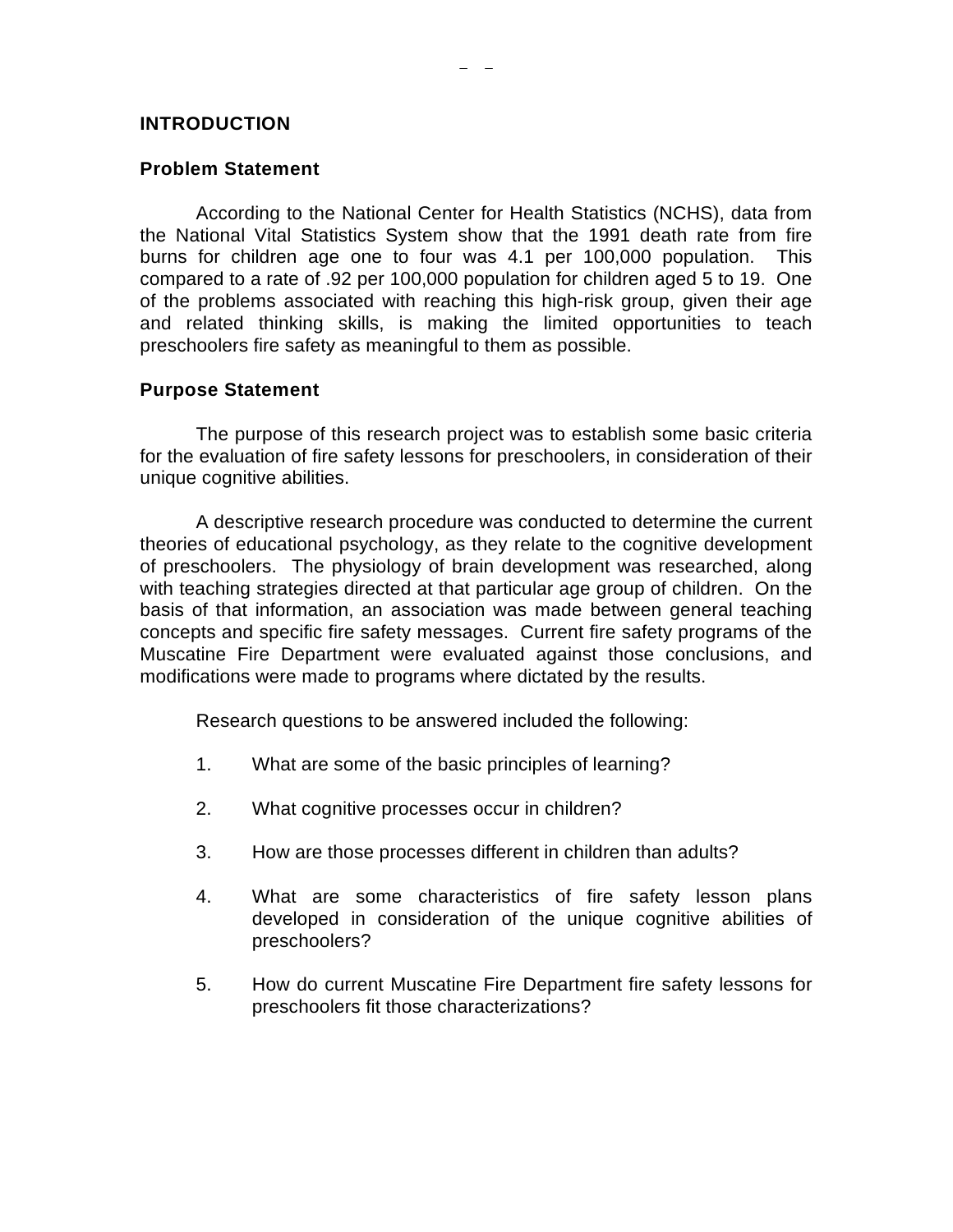## INTRODUCTION

### Problem Statement

According to the National Center for Health Statistics (NCHS), data from the National Vital Statistics System show that the 1991 death rate from fire burns for children age one to four was 4.1 per 100,000 population. This compared to a rate of .92 per 100,000 population for children aged 5 to 19. One of the problems associated with reaching this high-risk group, given their age and related thinking skills, is making the limited opportunities to teach preschoolers fire safety as meaningful to them as possible.

### Purpose Statement

The purpose of this research project was to establish some basic criteria for the evaluation of fire safety lessons for preschoolers, in consideration of their unique cognitive abilities.

A descriptive research procedure was conducted to determine the current theories of educational psychology, as they relate to the cognitive development of preschoolers. The physiology of brain development was researched, along with teaching strategies directed at that particular age group of children. On the basis of that information, an association was made between general teaching concepts and specific fire safety messages. Current fire safety programs of the Muscatine Fire Department were evaluated against those conclusions, and modifications were made to programs where dictated by the results.

Research questions to be answered included the following:

1. What are some of the basic principles of learning?
2. What cognitive processes occur in children?
3. How are those processes different in children than adults?
4. What are some characteristics of fire safety lesson plans developed in consideration of the unique cognitive abilities of preschoolers?
5. How do current Muscatine Fire Department fire safety lessons for preschoolers fit those characterizations?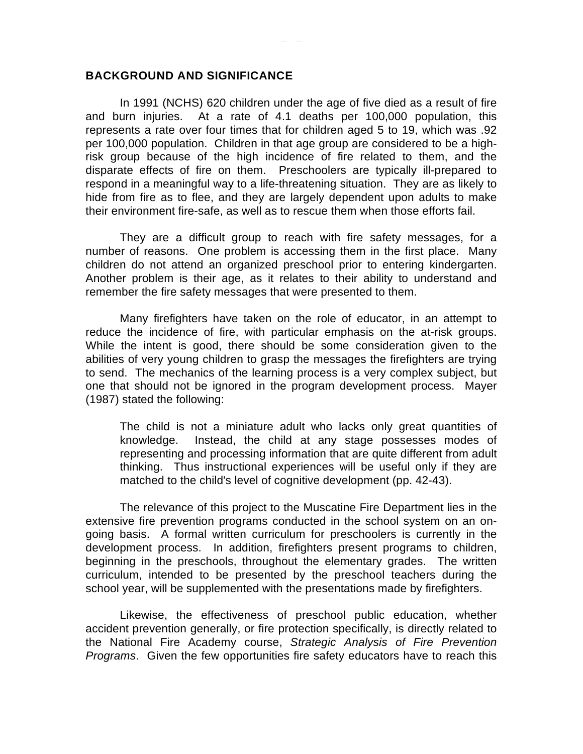## BACKGROUND AND SIGNIFICANCE

In 1991 (NCHS) 620 children under the age of five died as a result of fire and burn injuries. At a rate of 4.1 deaths per 100,000 population, this represents a rate over four times that for children aged 5 to 19, which was .92 per 100,000 population. Children in that age group are considered to be a high-risk group because of the high incidence of fire related to them, and the disparate effects of fire on them. Preschoolers are typically ill-prepared to respond in a meaningful way to a life-threatening situation. They are as likely to hide from fire as to flee, and they are largely dependent upon adults to make their environment fire-safe, as well as to rescue them when those efforts fail.

They are a difficult group to reach with fire safety messages, for a number of reasons. One problem is accessing them in the first place. Many children do not attend an organized preschool prior to entering kindergarten. Another problem is their age, as it relates to their ability to understand and remember the fire safety messages that were presented to them.

Many firefighters have taken on the role of educator, in an attempt to reduce the incidence of fire, with particular emphasis on the at-risk groups. While the intent is good, there should be some consideration given to the abilities of very young children to grasp the messages the firefighters are trying to send. The mechanics of the learning process is a very complex subject, but one that should not be ignored in the program development process. Mayer (1987) stated the following:

> The child is not a miniature adult who lacks only great quantities of knowledge. Instead, the child at any stage possesses modes of representing and processing information that are quite different from adult thinking. Thus instructional experiences will be useful only if they are matched to the child's level of cognitive development (pp. 42-43).

The relevance of this project to the Muscatine Fire Department lies in the extensive fire prevention programs conducted in the school system on an on-going basis. A formal written curriculum for preschoolers is currently in the development process. In addition, firefighters present programs to children, beginning in the preschools, throughout the elementary grades. The written curriculum, intended to be presented by the preschool teachers during the school year, will be supplemented with the presentations made by firefighters.

Likewise, the effectiveness of preschool public education, whether accident prevention generally, or fire protection specifically, is directly related to the National Fire Academy course, *Strategic Analysis of Fire Prevention Programs*. Given the few opportunities fire safety educators have to reach this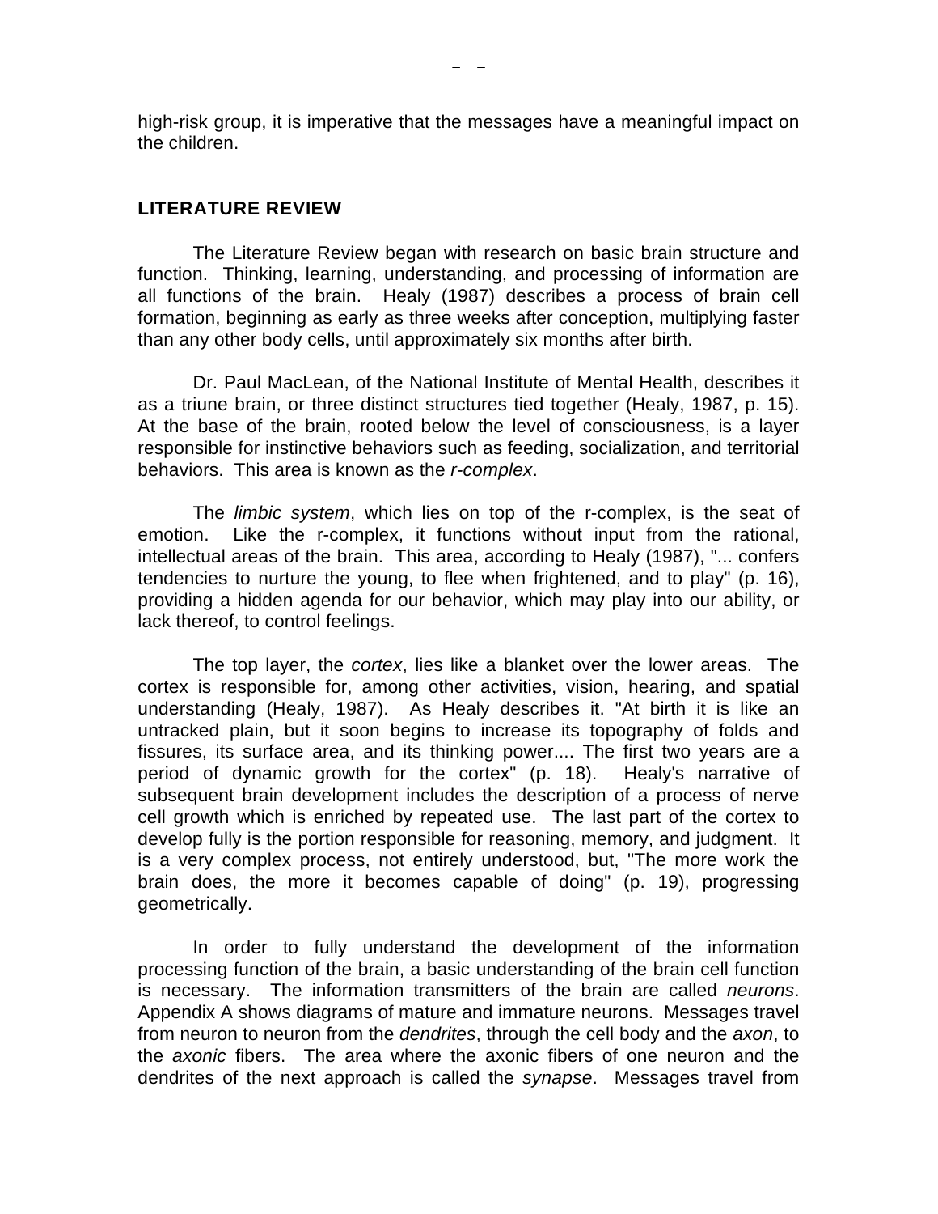high-risk group, it is imperative that the messages have a meaningful impact on the children.

## LITERATURE REVIEW

The Literature Review began with research on basic brain structure and function. Thinking, learning, understanding, and processing of information are all functions of the brain. Healy (1987) describes a process of brain cell formation, beginning as early as three weeks after conception, multiplying faster than any other body cells, until approximately six months after birth.

Dr. Paul MacLean, of the National Institute of Mental Health, describes it as a triune brain, or three distinct structures tied together (Healy, 1987, p. 15). At the base of the brain, rooted below the level of consciousness, is a layer responsible for instinctive behaviors such as feeding, socialization, and territorial behaviors. This area is known as the *r-complex*.

The *limbic system*, which lies on top of the r-complex, is the seat of emotion. Like the r-complex, it functions without input from the rational, intellectual areas of the brain. This area, according to Healy (1987), "... confers tendencies to nurture the young, to flee when frightened, and to play" (p. 16), providing a hidden agenda for our behavior, which may play into our ability, or lack thereof, to control feelings.

The top layer, the *cortex*, lies like a blanket over the lower areas. The cortex is responsible for, among other activities, vision, hearing, and spatial understanding (Healy, 1987). As Healy describes it. "At birth it is like an untracked plain, but it soon begins to increase its topography of folds and fissures, its surface area, and its thinking power.... The first two years are a period of dynamic growth for the cortex" (p. 18). Healy's narrative of subsequent brain development includes the description of a process of nerve cell growth which is enriched by repeated use. The last part of the cortex to develop fully is the portion responsible for reasoning, memory, and judgment. It is a very complex process, not entirely understood, but, "The more work the brain does, the more it becomes capable of doing" (p. 19), progressing geometrically.

In order to fully understand the development of the information processing function of the brain, a basic understanding of the brain cell function is necessary. The information transmitters of the brain are called *neurons*. Appendix A shows diagrams of mature and immature neurons. Messages travel from neuron to neuron from the *dendrites*, through the cell body and the *axon*, to the *axonic* fibers. The area where the axonic fibers of one neuron and the dendrites of the next approach is called the *synapse*. Messages travel from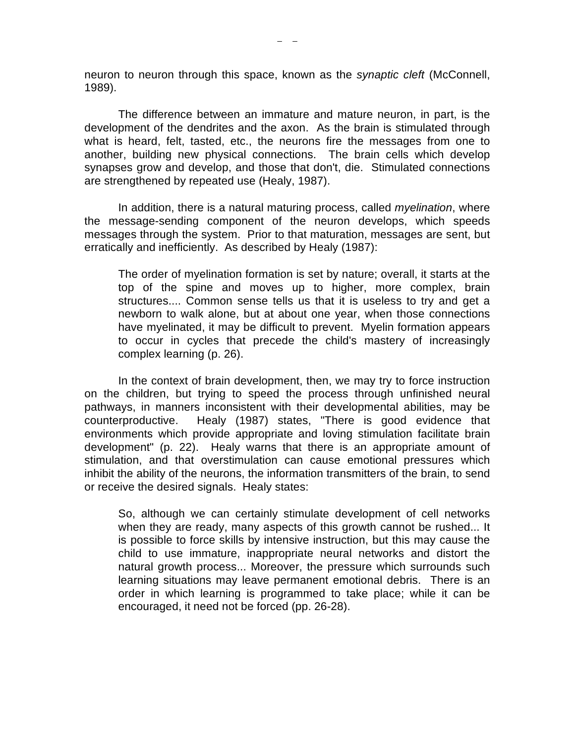neuron to neuron through this space, known as the *synaptic cleft* (McConnell, 1989).

The difference between an immature and mature neuron, in part, is the development of the dendrites and the axon. As the brain is stimulated through what is heard, felt, tasted, etc., the neurons fire the messages from one to another, building new physical connections. The brain cells which develop synapses grow and develop, and those that don't, die. Stimulated connections are strengthened by repeated use (Healy, 1987).

In addition, there is a natural maturing process, called *myelination*, where the message-sending component of the neuron develops, which speeds messages through the system. Prior to that maturation, messages are sent, but erratically and inefficiently. As described by Healy (1987):

> The order of myelination formation is set by nature; overall, it starts at the top of the spine and moves up to higher, more complex, brain structures.... Common sense tells us that it is useless to try and get a newborn to walk alone, but at about one year, when those connections have myelinated, it may be difficult to prevent. Myelin formation appears to occur in cycles that precede the child's mastery of increasingly complex learning (p. 26).

In the context of brain development, then, we may try to force instruction on the children, but trying to speed the process through unfinished neural pathways, in manners inconsistent with their developmental abilities, may be counterproductive. Healy (1987) states, "There is good evidence that environments which provide appropriate and loving stimulation facilitate brain development" (p. 22). Healy warns that there is an appropriate amount of stimulation, and that overstimulation can cause emotional pressures which inhibit the ability of the neurons, the information transmitters of the brain, to send or receive the desired signals. Healy states:

> So, although we can certainly stimulate development of cell networks when they are ready, many aspects of this growth cannot be rushed... It is possible to force skills by intensive instruction, but this may cause the child to use immature, inappropriate neural networks and distort the natural growth process... Moreover, the pressure which surrounds such learning situations may leave permanent emotional debris. There is an order in which learning is programmed to take place; while it can be encouraged, it need not be forced (pp. 26-28).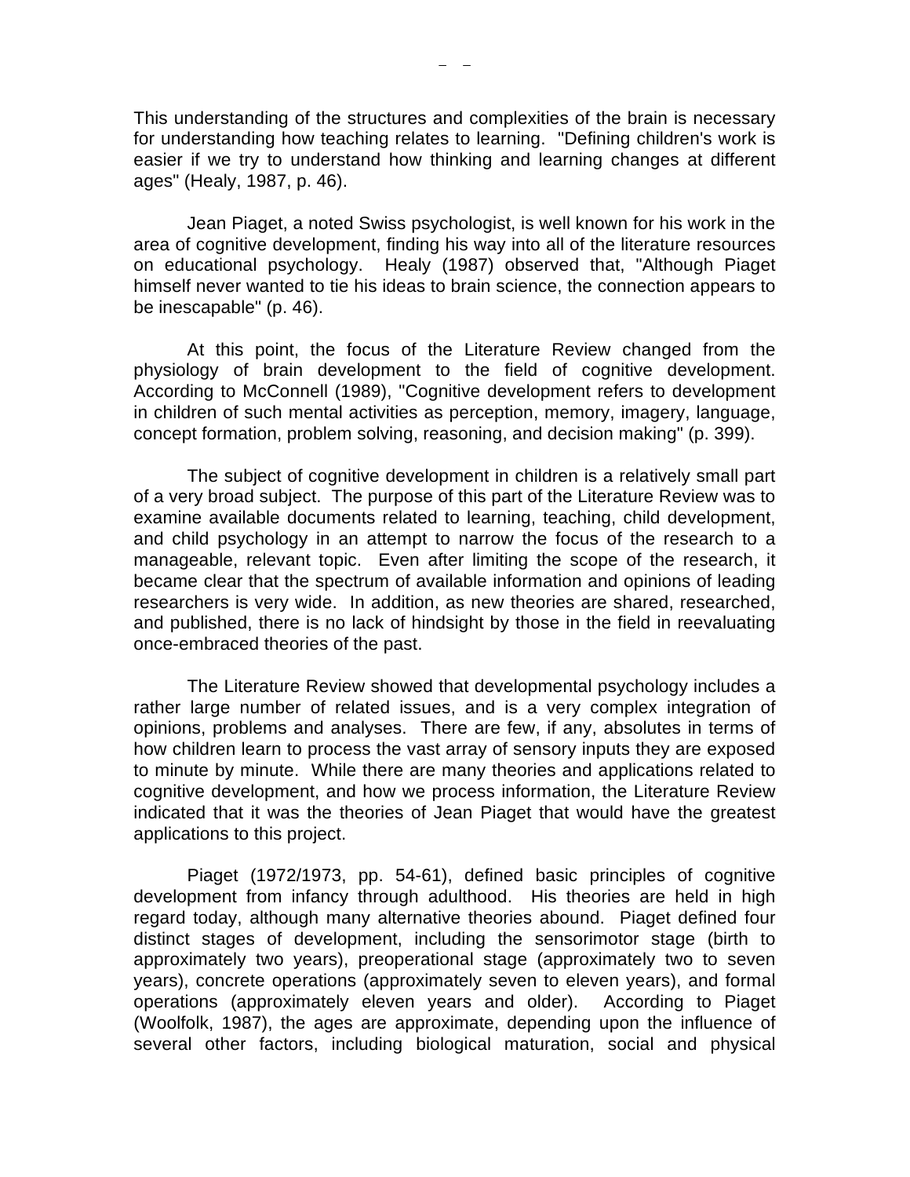This understanding of the structures and complexities of the brain is necessary for understanding how teaching relates to learning. "Defining children's work is easier if we try to understand how thinking and learning changes at different ages" (Healy, 1987, p. 46).

Jean Piaget, a noted Swiss psychologist, is well known for his work in the area of cognitive development, finding his way into all of the literature resources on educational psychology. Healy (1987) observed that, "Although Piaget himself never wanted to tie his ideas to brain science, the connection appears to be inescapable" (p. 46).

At this point, the focus of the Literature Review changed from the physiology of brain development to the field of cognitive development. According to McConnell (1989), "Cognitive development refers to development in children of such mental activities as perception, memory, imagery, language, concept formation, problem solving, reasoning, and decision making" (p. 399).

The subject of cognitive development in children is a relatively small part of a very broad subject. The purpose of this part of the Literature Review was to examine available documents related to learning, teaching, child development, and child psychology in an attempt to narrow the focus of the research to a manageable, relevant topic. Even after limiting the scope of the research, it became clear that the spectrum of available information and opinions of leading researchers is very wide. In addition, as new theories are shared, researched, and published, there is no lack of hindsight by those in the field in reevaluating once-embraced theories of the past.

The Literature Review showed that developmental psychology includes a rather large number of related issues, and is a very complex integration of opinions, problems and analyses. There are few, if any, absolutes in terms of how children learn to process the vast array of sensory inputs they are exposed to minute by minute. While there are many theories and applications related to cognitive development, and how we process information, the Literature Review indicated that it was the theories of Jean Piaget that would have the greatest applications to this project.

Piaget (1972/1973, pp. 54-61), defined basic principles of cognitive development from infancy through adulthood. His theories are held in high regard today, although many alternative theories abound. Piaget defined four distinct stages of development, including the sensorimotor stage (birth to approximately two years), preoperational stage (approximately two to seven years), concrete operations (approximately seven to eleven years), and formal operations (approximately eleven years and older). According to Piaget (Woolfolk, 1987), the ages are approximate, depending upon the influence of several other factors, including biological maturation, social and physical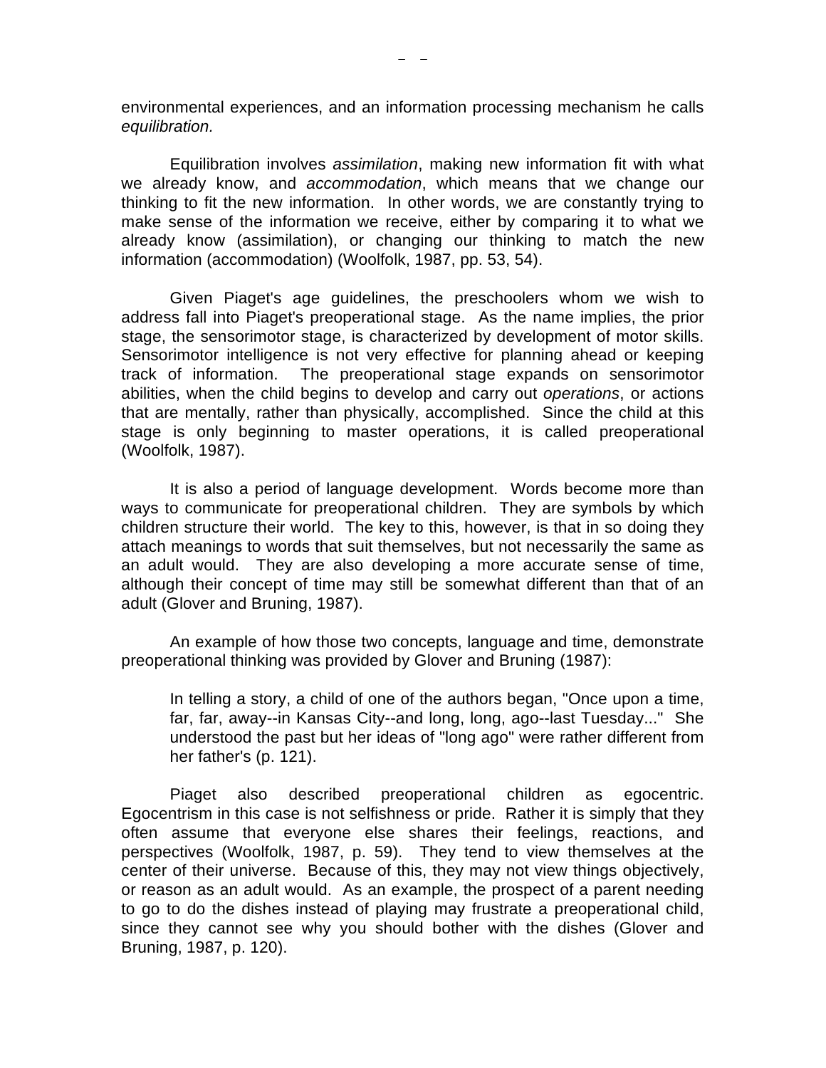environmental experiences, and an information processing mechanism he calls *equilibration.*

Equilibration involves *assimilation*, making new information fit with what we already know, and *accommodation*, which means that we change our thinking to fit the new information. In other words, we are constantly trying to make sense of the information we receive, either by comparing it to what we already know (assimilation), or changing our thinking to match the new information (accommodation) (Woolfolk, 1987, pp. 53, 54).

Given Piaget's age guidelines, the preschoolers whom we wish to address fall into Piaget's preoperational stage. As the name implies, the prior stage, the sensorimotor stage, is characterized by development of motor skills. Sensorimotor intelligence is not very effective for planning ahead or keeping track of information. The preoperational stage expands on sensorimotor abilities, when the child begins to develop and carry out *operations*, or actions that are mentally, rather than physically, accomplished. Since the child at this stage is only beginning to master operations, it is called preoperational (Woolfolk, 1987).

It is also a period of language development. Words become more than ways to communicate for preoperational children. They are symbols by which children structure their world. The key to this, however, is that in so doing they attach meanings to words that suit themselves, but not necessarily the same as an adult would. They are also developing a more accurate sense of time, although their concept of time may still be somewhat different than that of an adult (Glover and Bruning, 1987).

An example of how those two concepts, language and time, demonstrate preoperational thinking was provided by Glover and Bruning (1987):

> In telling a story, a child of one of the authors began, "Once upon a time, far, far, away--in Kansas City--and long, long, ago--last Tuesday..." She understood the past but her ideas of "long ago" were rather different from her father's (p. 121).

Piaget also described preoperational children as egocentric. Egocentrism in this case is not selfishness or pride. Rather it is simply that they often assume that everyone else shares their feelings, reactions, and perspectives (Woolfolk, 1987, p. 59). They tend to view themselves at the center of their universe. Because of this, they may not view things objectively, or reason as an adult would. As an example, the prospect of a parent needing to go to do the dishes instead of playing may frustrate a preoperational child, since they cannot see why you should bother with the dishes (Glover and Bruning, 1987, p. 120).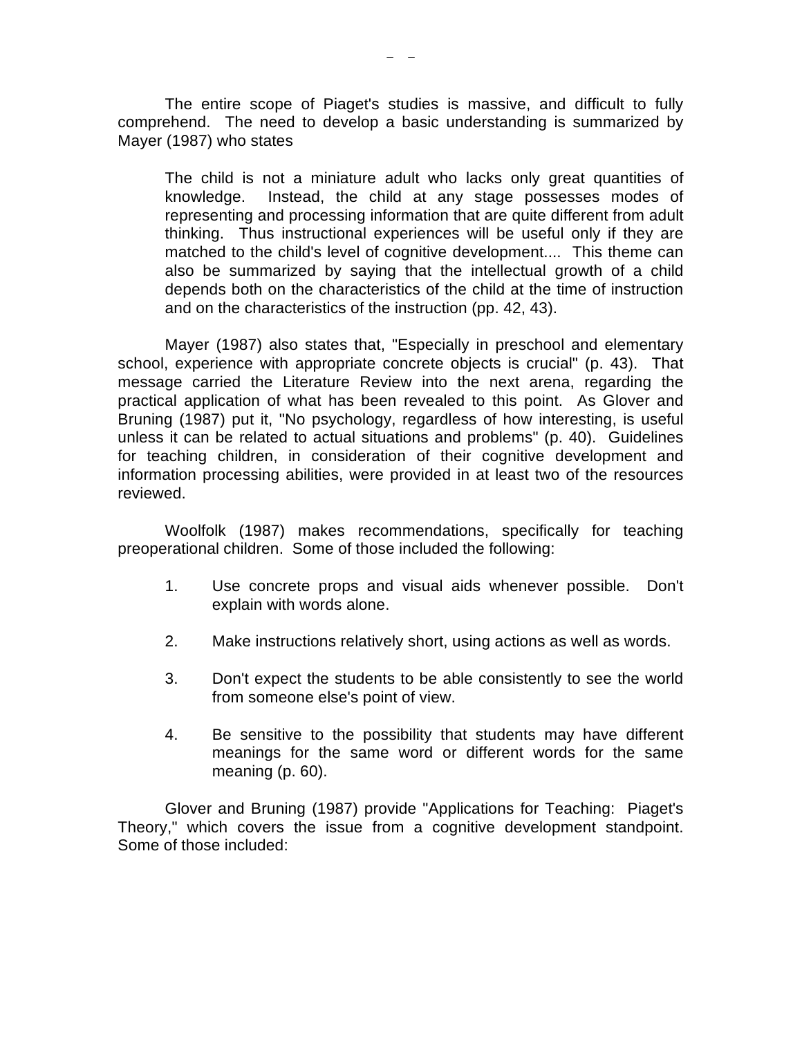The entire scope of Piaget's studies is massive, and difficult to fully comprehend. The need to develop a basic understanding is summarized by Mayer (1987) who states

> The child is not a miniature adult who lacks only great quantities of knowledge. Instead, the child at any stage possesses modes of representing and processing information that are quite different from adult thinking. Thus instructional experiences will be useful only if they are matched to the child's level of cognitive development.... This theme can also be summarized by saying that the intellectual growth of a child depends both on the characteristics of the child at the time of instruction and on the characteristics of the instruction (pp. 42, 43).

Mayer (1987) also states that, "Especially in preschool and elementary school, experience with appropriate concrete objects is crucial" (p. 43). That message carried the Literature Review into the next arena, regarding the practical application of what has been revealed to this point. As Glover and Bruning (1987) put it, "No psychology, regardless of how interesting, is useful unless it can be related to actual situations and problems" (p. 40). Guidelines for teaching children, in consideration of their cognitive development and information processing abilities, were provided in at least two of the resources reviewed.

Woolfolk (1987) makes recommendations, specifically for teaching preoperational children. Some of those included the following:

1. Use concrete props and visual aids whenever possible. Don't explain with words alone.

2. Make instructions relatively short, using actions as well as words.

3. Don't expect the students to be able consistently to see the world from someone else's point of view.

4. Be sensitive to the possibility that students may have different meanings for the same word or different words for the same meaning (p. 60).

Glover and Bruning (1987) provide "Applications for Teaching: Piaget's Theory," which covers the issue from a cognitive development standpoint. Some of those included: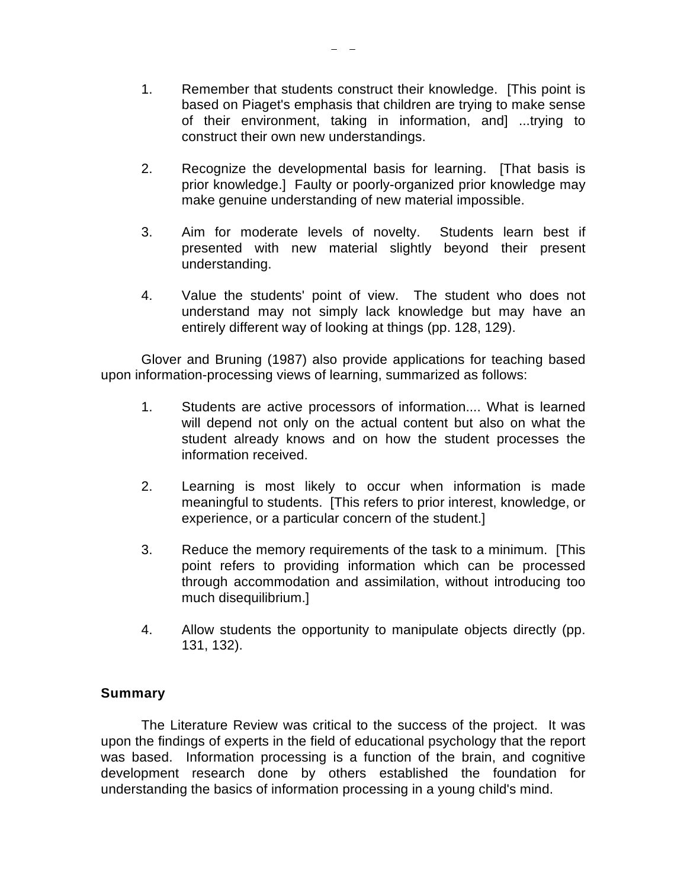1. Remember that students construct their knowledge. [This point is based on Piaget's emphasis that children are trying to make sense of their environment, taking in information, and] ...trying to construct their own new understandings.

2. Recognize the developmental basis for learning. [That basis is prior knowledge.] Faulty or poorly-organized prior knowledge may make genuine understanding of new material impossible.

3. Aim for moderate levels of novelty. Students learn best if presented with new material slightly beyond their present understanding.

4. Value the students' point of view. The student who does not understand may not simply lack knowledge but may have an entirely different way of looking at things (pp. 128, 129).

Glover and Bruning (1987) also provide applications for teaching based upon information-processing views of learning, summarized as follows:

1. Students are active processors of information.... What is learned will depend not only on the actual content but also on what the student already knows and on how the student processes the information received.

2. Learning is most likely to occur when information is made meaningful to students. [This refers to prior interest, knowledge, or experience, or a particular concern of the student.]

3. Reduce the memory requirements of the task to a minimum. [This point refers to providing information which can be processed through accommodation and assimilation, without introducing too much disequilibrium.]

4. Allow students the opportunity to manipulate objects directly (pp. 131, 132).

### Summary

The Literature Review was critical to the success of the project. It was upon the findings of experts in the field of educational psychology that the report was based. Information processing is a function of the brain, and cognitive development research done by others established the foundation for understanding the basics of information processing in a young child's mind.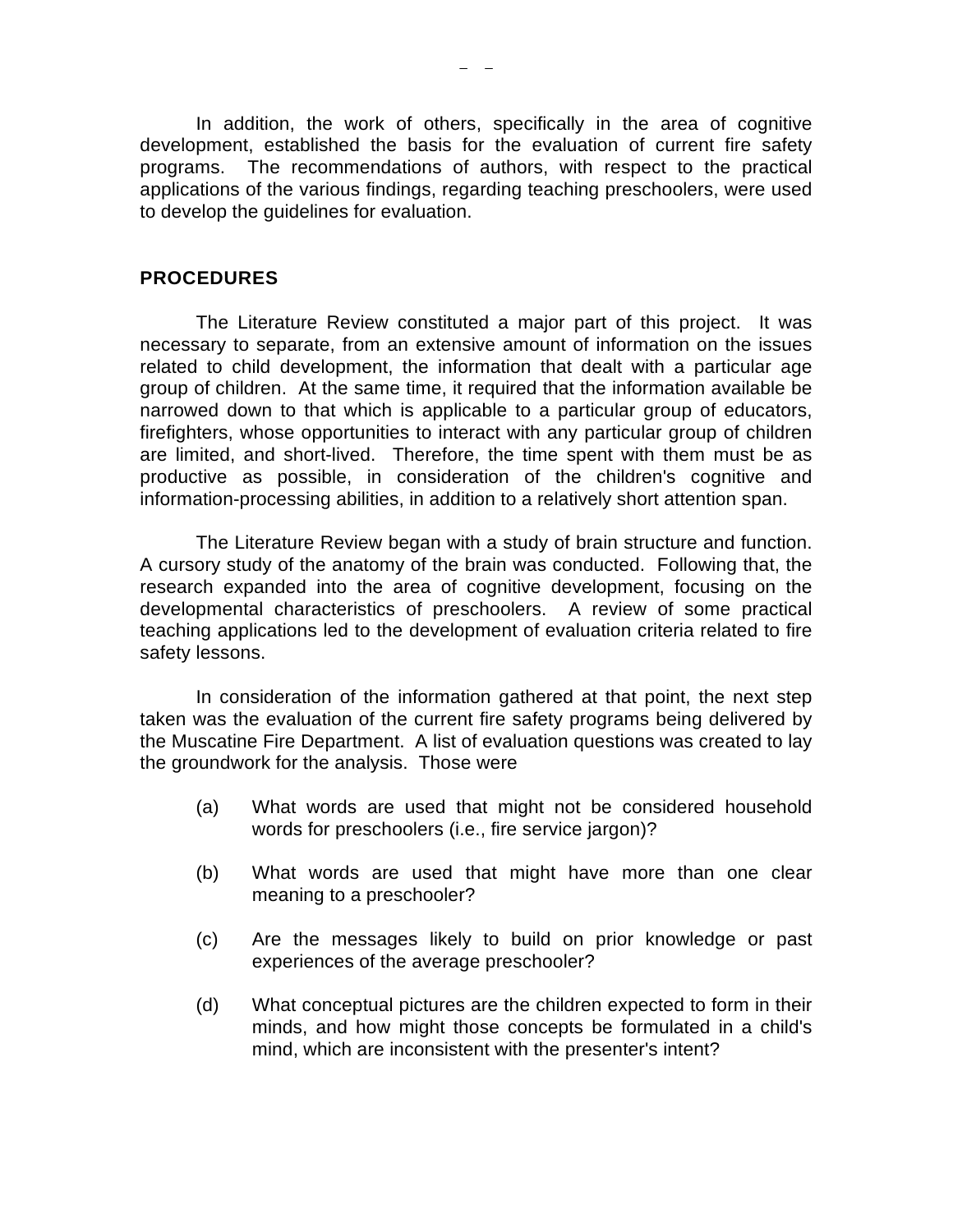In addition, the work of others, specifically in the area of cognitive development, established the basis for the evaluation of current fire safety programs. The recommendations of authors, with respect to the practical applications of the various findings, regarding teaching preschoolers, were used to develop the guidelines for evaluation.

## PROCEDURES

The Literature Review constituted a major part of this project. It was necessary to separate, from an extensive amount of information on the issues related to child development, the information that dealt with a particular age group of children. At the same time, it required that the information available be narrowed down to that which is applicable to a particular group of educators, firefighters, whose opportunities to interact with any particular group of children are limited, and short-lived. Therefore, the time spent with them must be as productive as possible, in consideration of the children's cognitive and information-processing abilities, in addition to a relatively short attention span.

The Literature Review began with a study of brain structure and function. A cursory study of the anatomy of the brain was conducted. Following that, the research expanded into the area of cognitive development, focusing on the developmental characteristics of preschoolers. A review of some practical teaching applications led to the development of evaluation criteria related to fire safety lessons.

In consideration of the information gathered at that point, the next step taken was the evaluation of the current fire safety programs being delivered by the Muscatine Fire Department. A list of evaluation questions was created to lay the groundwork for the analysis. Those were

(a) What words are used that might not be considered household words for preschoolers (i.e., fire service jargon)?

(b) What words are used that might have more than one clear meaning to a preschooler?

(c) Are the messages likely to build on prior knowledge or past experiences of the average preschooler?

(d) What conceptual pictures are the children expected to form in their minds, and how might those concepts be formulated in a child's mind, which are inconsistent with the presenter's intent?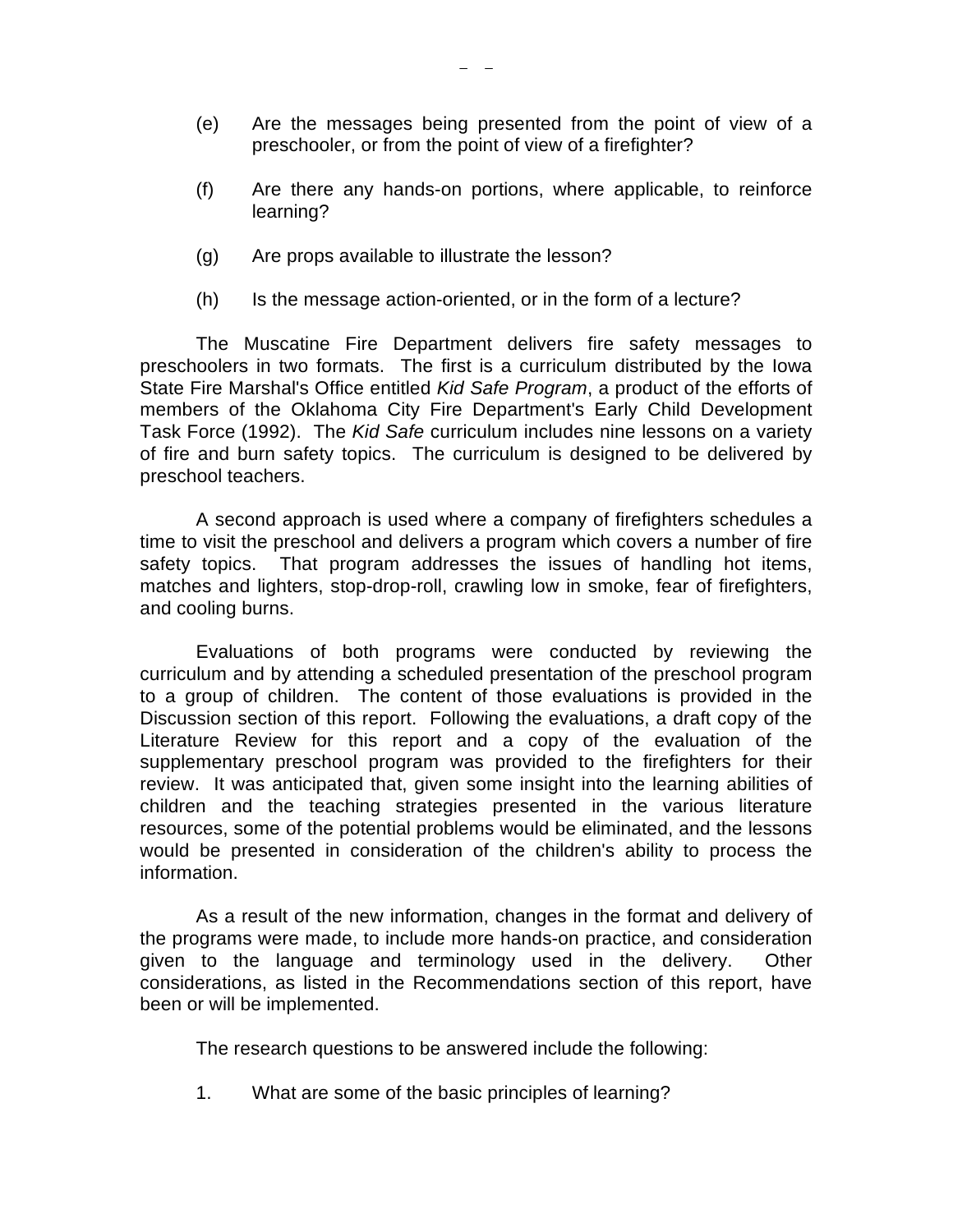(e) Are the messages being presented from the point of view of a preschooler, or from the point of view of a firefighter?

(f) Are there any hands-on portions, where applicable, to reinforce learning?

(g) Are props available to illustrate the lesson?

(h) Is the message action-oriented, or in the form of a lecture?

The Muscatine Fire Department delivers fire safety messages to preschoolers in two formats. The first is a curriculum distributed by the Iowa State Fire Marshal's Office entitled *Kid Safe Program*, a product of the efforts of members of the Oklahoma City Fire Department's Early Child Development Task Force (1992). The *Kid Safe* curriculum includes nine lessons on a variety of fire and burn safety topics. The curriculum is designed to be delivered by preschool teachers.

A second approach is used where a company of firefighters schedules a time to visit the preschool and delivers a program which covers a number of fire safety topics. That program addresses the issues of handling hot items, matches and lighters, stop-drop-roll, crawling low in smoke, fear of firefighters, and cooling burns.

Evaluations of both programs were conducted by reviewing the curriculum and by attending a scheduled presentation of the preschool program to a group of children. The content of those evaluations is provided in the Discussion section of this report. Following the evaluations, a draft copy of the Literature Review for this report and a copy of the evaluation of the supplementary preschool program was provided to the firefighters for their review. It was anticipated that, given some insight into the learning abilities of children and the teaching strategies presented in the various literature resources, some of the potential problems would be eliminated, and the lessons would be presented in consideration of the children's ability to process the information.

As a result of the new information, changes in the format and delivery of the programs were made, to include more hands-on practice, and consideration given to the language and terminology used in the delivery. Other considerations, as listed in the Recommendations section of this report, have been or will be implemented.

The research questions to be answered include the following:

1. What are some of the basic principles of learning?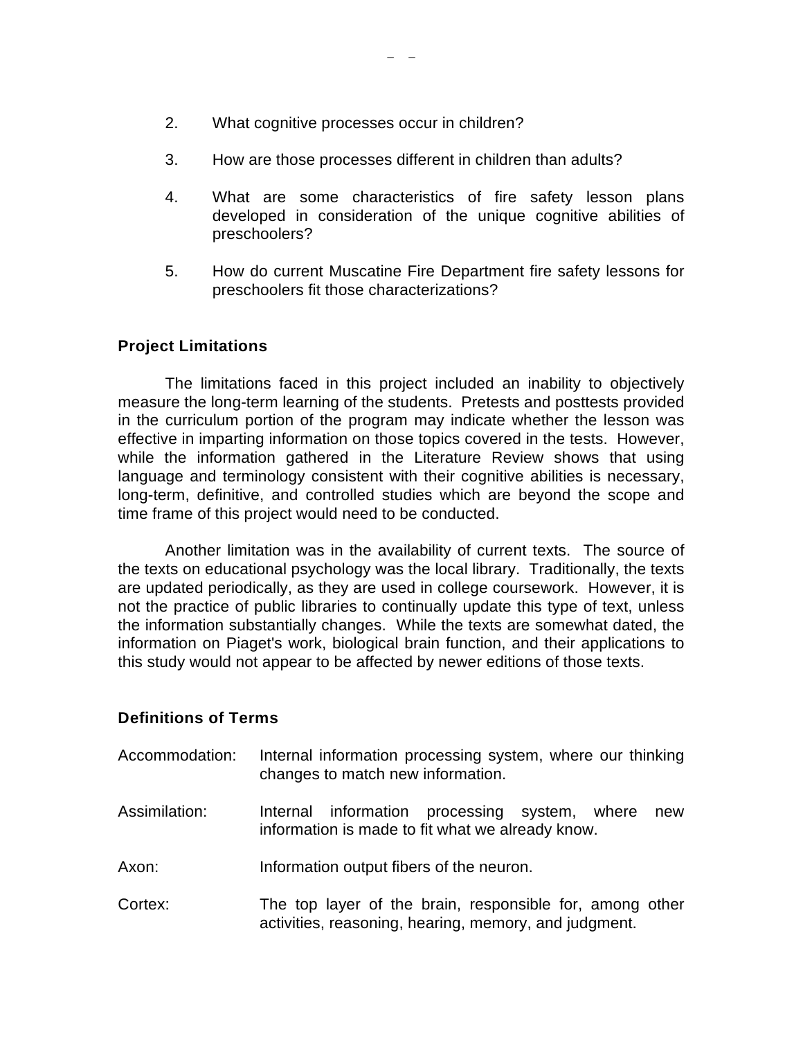2. What cognitive processes occur in children?

3. How are those processes different in children than adults?

4. What are some characteristics of fire safety lesson plans developed in consideration of the unique cognitive abilities of preschoolers?

5. How do current Muscatine Fire Department fire safety lessons for preschoolers fit those characterizations?

### Project Limitations

The limitations faced in this project included an inability to objectively measure the long-term learning of the students. Pretests and posttests provided in the curriculum portion of the program may indicate whether the lesson was effective in imparting information on those topics covered in the tests. However, while the information gathered in the Literature Review shows that using language and terminology consistent with their cognitive abilities is necessary, long-term, definitive, and controlled studies which are beyond the scope and time frame of this project would need to be conducted.

Another limitation was in the availability of current texts. The source of the texts on educational psychology was the local library. Traditionally, the texts are updated periodically, as they are used in college coursework. However, it is not the practice of public libraries to continually update this type of text, unless the information substantially changes. While the texts are somewhat dated, the information on Piaget's work, biological brain function, and their applications to this study would not appear to be affected by newer editions of those texts.

### Definitions of Terms

Accommodation: Internal information processing system, where our thinking changes to match new information.

Assimilation: Internal information processing system, where new information is made to fit what we already know.

Axon: Information output fibers of the neuron.

Cortex: The top layer of the brain, responsible for, among other activities, reasoning, hearing, memory, and judgment.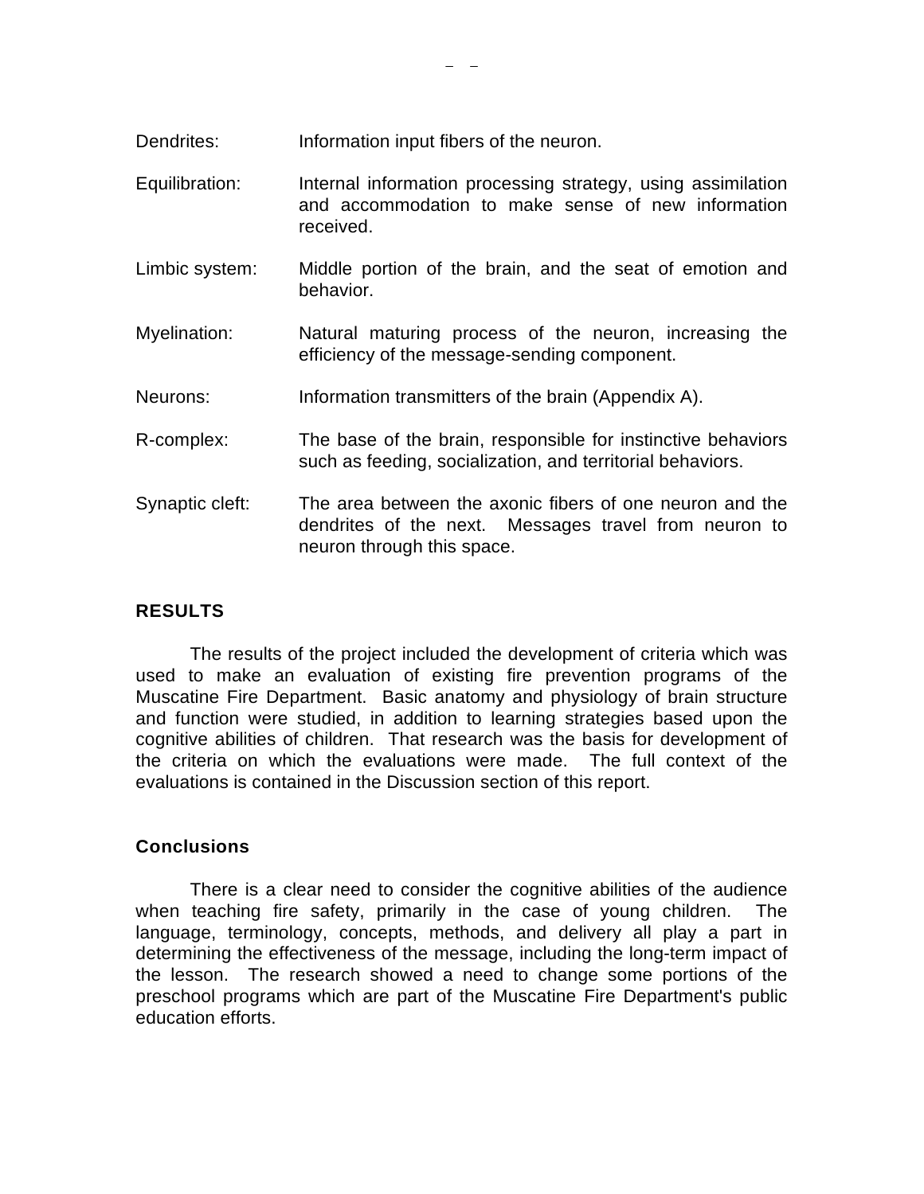Dendrites: Information input fibers of the neuron.

Equilibration: Internal information processing strategy, using assimilation and accommodation to make sense of new information received.

Limbic system: Middle portion of the brain, and the seat of emotion and behavior.

Myelination: Natural maturing process of the neuron, increasing the efficiency of the message-sending component.

Neurons: Information transmitters of the brain (Appendix A).

R-complex: The base of the brain, responsible for instinctive behaviors such as feeding, socialization, and territorial behaviors.

Synaptic cleft: The area between the axonic fibers of one neuron and the dendrites of the next. Messages travel from neuron to neuron through this space.

## RESULTS

The results of the project included the development of criteria which was used to make an evaluation of existing fire prevention programs of the Muscatine Fire Department. Basic anatomy and physiology of brain structure and function were studied, in addition to learning strategies based upon the cognitive abilities of children. That research was the basis for development of the criteria on which the evaluations were made. The full context of the evaluations is contained in the Discussion section of this report.

### Conclusions

There is a clear need to consider the cognitive abilities of the audience when teaching fire safety, primarily in the case of young children. The language, terminology, concepts, methods, and delivery all play a part in determining the effectiveness of the message, including the long-term impact of the lesson. The research showed a need to change some portions of the preschool programs which are part of the Muscatine Fire Department's public education efforts.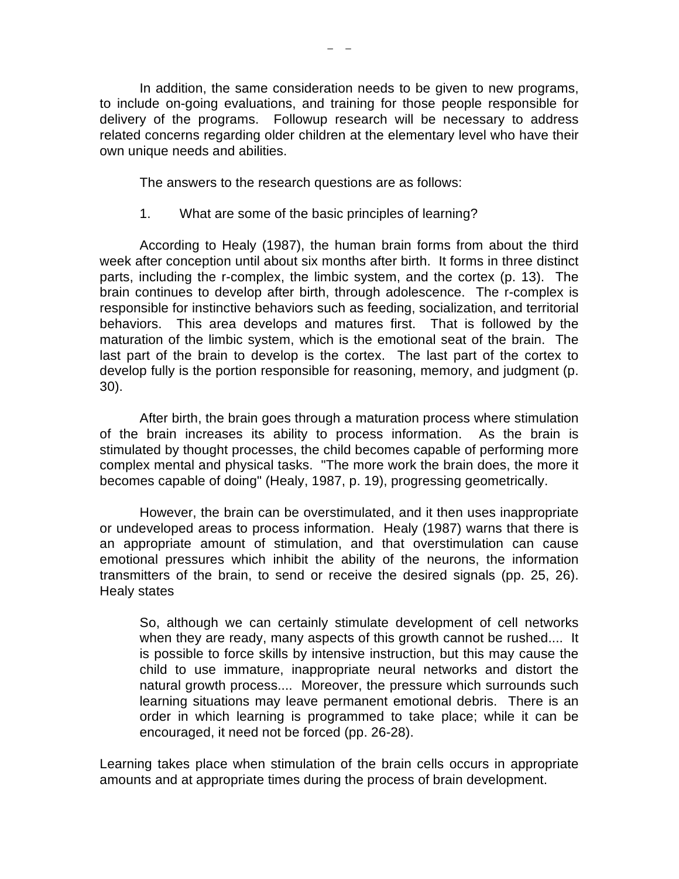In addition, the same consideration needs to be given to new programs, to include on-going evaluations, and training for those people responsible for delivery of the programs. Followup research will be necessary to address related concerns regarding older children at the elementary level who have their own unique needs and abilities.

The answers to the research questions are as follows:

1. What are some of the basic principles of learning?

According to Healy (1987), the human brain forms from about the third week after conception until about six months after birth. It forms in three distinct parts, including the r-complex, the limbic system, and the cortex (p. 13). The brain continues to develop after birth, through adolescence. The r-complex is responsible for instinctive behaviors such as feeding, socialization, and territorial behaviors. This area develops and matures first. That is followed by the maturation of the limbic system, which is the emotional seat of the brain. The last part of the brain to develop is the cortex. The last part of the cortex to develop fully is the portion responsible for reasoning, memory, and judgment (p. 30).

After birth, the brain goes through a maturation process where stimulation of the brain increases its ability to process information. As the brain is stimulated by thought processes, the child becomes capable of performing more complex mental and physical tasks. "The more work the brain does, the more it becomes capable of doing" (Healy, 1987, p. 19), progressing geometrically.

However, the brain can be overstimulated, and it then uses inappropriate or undeveloped areas to process information. Healy (1987) warns that there is an appropriate amount of stimulation, and that overstimulation can cause emotional pressures which inhibit the ability of the neurons, the information transmitters of the brain, to send or receive the desired signals (pp. 25, 26). Healy states

> So, although we can certainly stimulate development of cell networks when they are ready, many aspects of this growth cannot be rushed.... It is possible to force skills by intensive instruction, but this may cause the child to use immature, inappropriate neural networks and distort the natural growth process.... Moreover, the pressure which surrounds such learning situations may leave permanent emotional debris. There is an order in which learning is programmed to take place; while it can be encouraged, it need not be forced (pp. 26-28).

Learning takes place when stimulation of the brain cells occurs in appropriate amounts and at appropriate times during the process of brain development.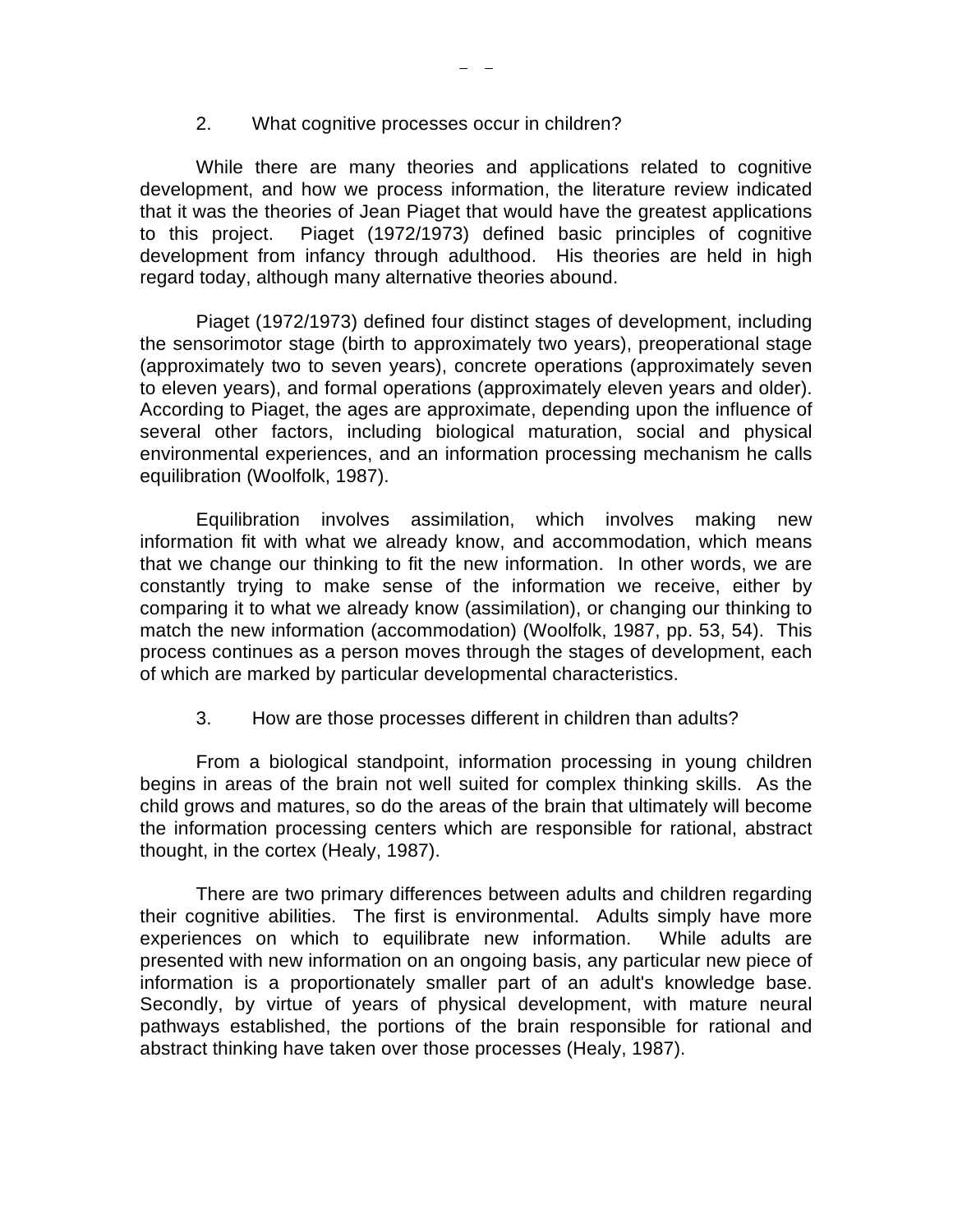2. What cognitive processes occur in children?

While there are many theories and applications related to cognitive development, and how we process information, the literature review indicated that it was the theories of Jean Piaget that would have the greatest applications to this project. Piaget (1972/1973) defined basic principles of cognitive development from infancy through adulthood. His theories are held in high regard today, although many alternative theories abound.

Piaget (1972/1973) defined four distinct stages of development, including the sensorimotor stage (birth to approximately two years), preoperational stage (approximately two to seven years), concrete operations (approximately seven to eleven years), and formal operations (approximately eleven years and older). According to Piaget, the ages are approximate, depending upon the influence of several other factors, including biological maturation, social and physical environmental experiences, and an information processing mechanism he calls equilibration (Woolfolk, 1987).

Equilibration involves assimilation, which involves making new information fit with what we already know, and accommodation, which means that we change our thinking to fit the new information. In other words, we are constantly trying to make sense of the information we receive, either by comparing it to what we already know (assimilation), or changing our thinking to match the new information (accommodation) (Woolfolk, 1987, pp. 53, 54). This process continues as a person moves through the stages of development, each of which are marked by particular developmental characteristics.

3. How are those processes different in children than adults?

From a biological standpoint, information processing in young children begins in areas of the brain not well suited for complex thinking skills. As the child grows and matures, so do the areas of the brain that ultimately will become the information processing centers which are responsible for rational, abstract thought, in the cortex (Healy, 1987).

There are two primary differences between adults and children regarding their cognitive abilities. The first is environmental. Adults simply have more experiences on which to equilibrate new information. While adults are presented with new information on an ongoing basis, any particular new piece of information is a proportionately smaller part of an adult's knowledge base. Secondly, by virtue of years of physical development, with mature neural pathways established, the portions of the brain responsible for rational and abstract thinking have taken over those processes (Healy, 1987).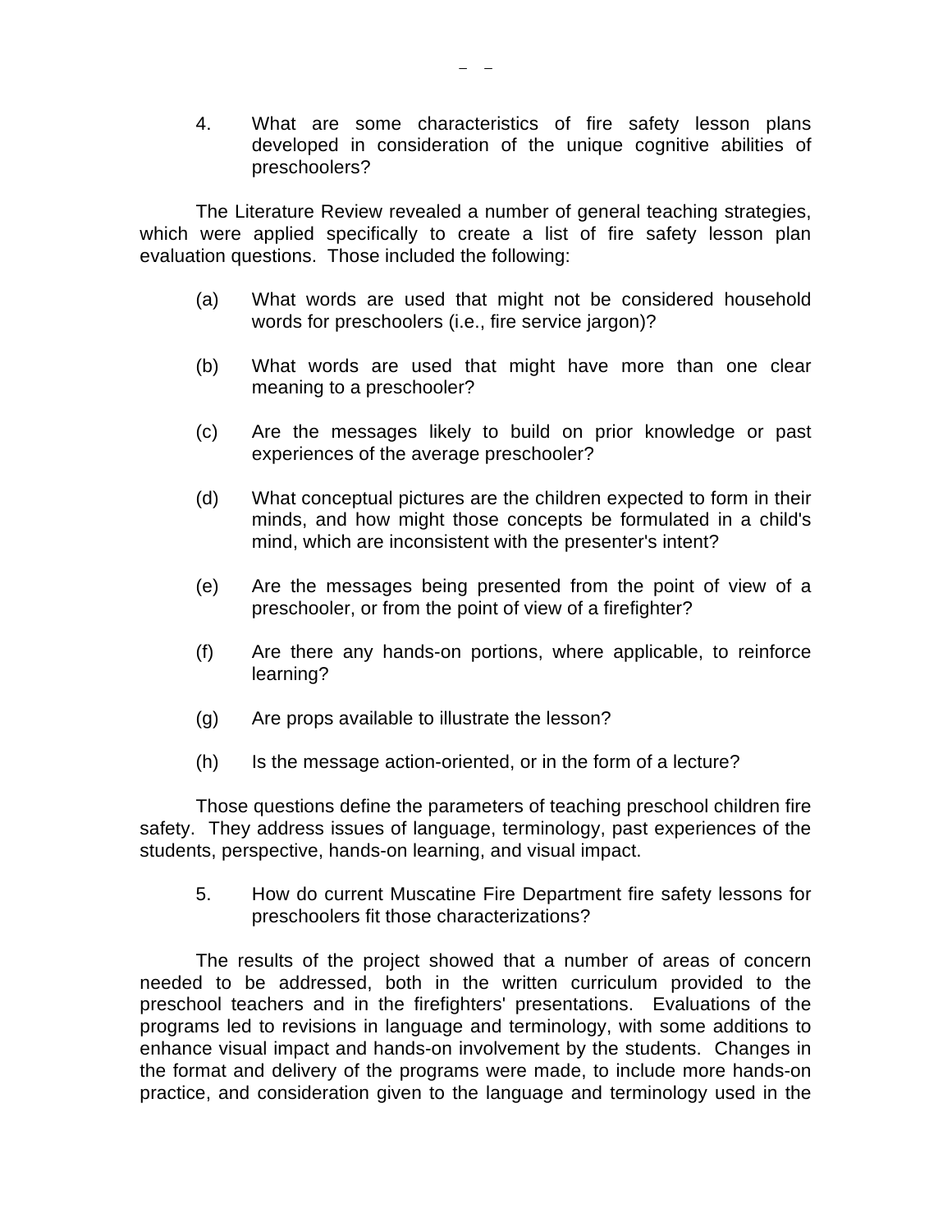4. What are some characteristics of fire safety lesson plans developed in consideration of the unique cognitive abilities of preschoolers?

The Literature Review revealed a number of general teaching strategies, which were applied specifically to create a list of fire safety lesson plan evaluation questions. Those included the following:

(a) What words are used that might not be considered household words for preschoolers (i.e., fire service jargon)?

(b) What words are used that might have more than one clear meaning to a preschooler?

(c) Are the messages likely to build on prior knowledge or past experiences of the average preschooler?

(d) What conceptual pictures are the children expected to form in their minds, and how might those concepts be formulated in a child's mind, which are inconsistent with the presenter's intent?

(e) Are the messages being presented from the point of view of a preschooler, or from the point of view of a firefighter?

(f) Are there any hands-on portions, where applicable, to reinforce learning?

(g) Are props available to illustrate the lesson?

(h) Is the message action-oriented, or in the form of a lecture?

Those questions define the parameters of teaching preschool children fire safety. They address issues of language, terminology, past experiences of the students, perspective, hands-on learning, and visual impact.

5. How do current Muscatine Fire Department fire safety lessons for preschoolers fit those characterizations?

The results of the project showed that a number of areas of concern needed to be addressed, both in the written curriculum provided to the preschool teachers and in the firefighters' presentations. Evaluations of the programs led to revisions in language and terminology, with some additions to enhance visual impact and hands-on involvement by the students. Changes in the format and delivery of the programs were made, to include more hands-on practice, and consideration given to the language and terminology used in the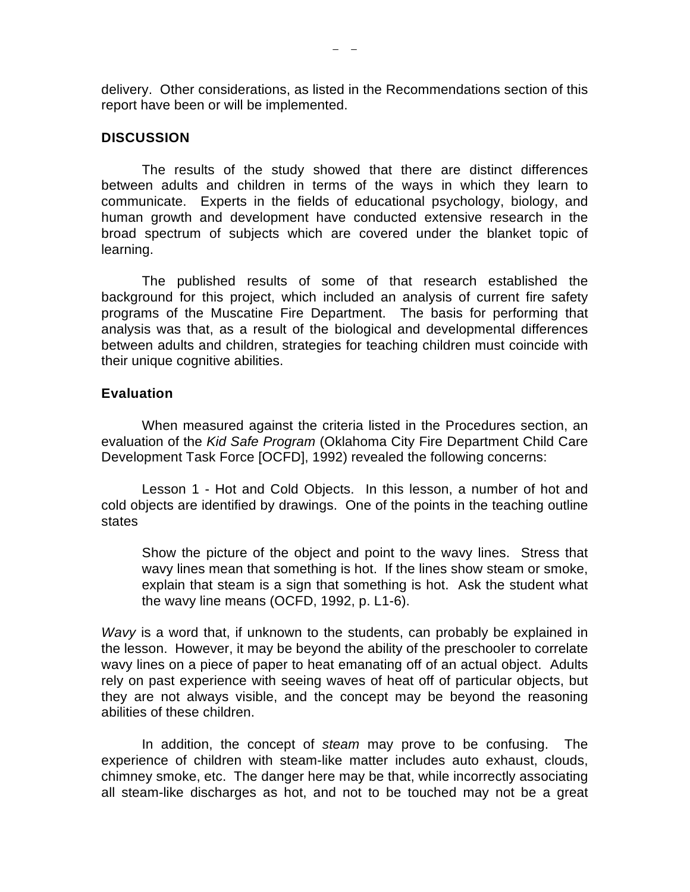delivery. Other considerations, as listed in the Recommendations section of this report have been or will be implemented.

## DISCUSSION

The results of the study showed that there are distinct differences between adults and children in terms of the ways in which they learn to communicate. Experts in the fields of educational psychology, biology, and human growth and development have conducted extensive research in the broad spectrum of subjects which are covered under the blanket topic of learning.

The published results of some of that research established the background for this project, which included an analysis of current fire safety programs of the Muscatine Fire Department. The basis for performing that analysis was that, as a result of the biological and developmental differences between adults and children, strategies for teaching children must coincide with their unique cognitive abilities.

### Evaluation

When measured against the criteria listed in the Procedures section, an evaluation of the *Kid Safe Program* (Oklahoma City Fire Department Child Care Development Task Force [OCFD], 1992) revealed the following concerns:

Lesson 1 - Hot and Cold Objects. In this lesson, a number of hot and cold objects are identified by drawings. One of the points in the teaching outline states

> Show the picture of the object and point to the wavy lines. Stress that wavy lines mean that something is hot. If the lines show steam or smoke, explain that steam is a sign that something is hot. Ask the student what the wavy line means (OCFD, 1992, p. L1-6).

*Wavy* is a word that, if unknown to the students, can probably be explained in the lesson. However, it may be beyond the ability of the preschooler to correlate wavy lines on a piece of paper to heat emanating off of an actual object. Adults rely on past experience with seeing waves of heat off of particular objects, but they are not always visible, and the concept may be beyond the reasoning abilities of these children.

In addition, the concept of *steam* may prove to be confusing. The experience of children with steam-like matter includes auto exhaust, clouds, chimney smoke, etc. The danger here may be that, while incorrectly associating all steam-like discharges as hot, and not to be touched may not be a great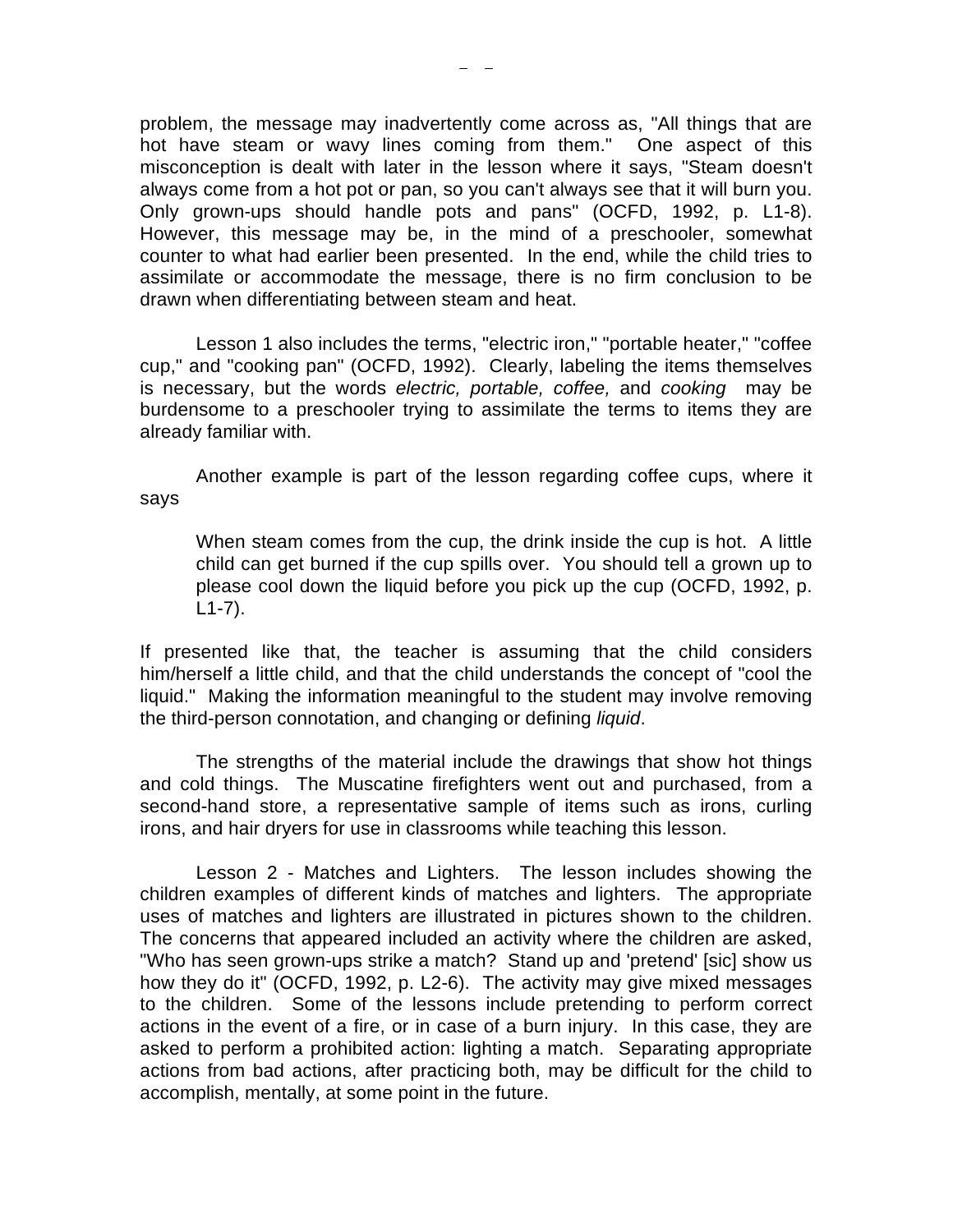problem, the message may inadvertently come across as, "All things that are hot have steam or wavy lines coming from them." One aspect of this misconception is dealt with later in the lesson where it says, "Steam doesn't always come from a hot pot or pan, so you can't always see that it will burn you. Only grown-ups should handle pots and pans" (OCFD, 1992, p. L1-8). However, this message may be, in the mind of a preschooler, somewhat counter to what had earlier been presented. In the end, while the child tries to assimilate or accommodate the message, there is no firm conclusion to be drawn when differentiating between steam and heat.

Lesson 1 also includes the terms, "electric iron," "portable heater," "coffee cup," and "cooking pan" (OCFD, 1992). Clearly, labeling the items themselves is necessary, but the words *electric, portable, coffee,* and *cooking* may be burdensome to a preschooler trying to assimilate the terms to items they are already familiar with.

Another example is part of the lesson regarding coffee cups, where it says

> When steam comes from the cup, the drink inside the cup is hot. A little child can get burned if the cup spills over. You should tell a grown up to please cool down the liquid before you pick up the cup (OCFD, 1992, p. L1-7).

If presented like that, the teacher is assuming that the child considers him/herself a little child, and that the child understands the concept of "cool the liquid." Making the information meaningful to the student may involve removing the third-person connotation, and changing or defining *liquid*.

The strengths of the material include the drawings that show hot things and cold things. The Muscatine firefighters went out and purchased, from a second-hand store, a representative sample of items such as irons, curling irons, and hair dryers for use in classrooms while teaching this lesson.

Lesson 2 - Matches and Lighters. The lesson includes showing the children examples of different kinds of matches and lighters. The appropriate uses of matches and lighters are illustrated in pictures shown to the children. The concerns that appeared included an activity where the children are asked, "Who has seen grown-ups strike a match? Stand up and 'pretend' [sic] show us how they do it" (OCFD, 1992, p. L2-6). The activity may give mixed messages to the children. Some of the lessons include pretending to perform correct actions in the event of a fire, or in case of a burn injury. In this case, they are asked to perform a prohibited action: lighting a match. Separating appropriate actions from bad actions, after practicing both, may be difficult for the child to accomplish, mentally, at some point in the future.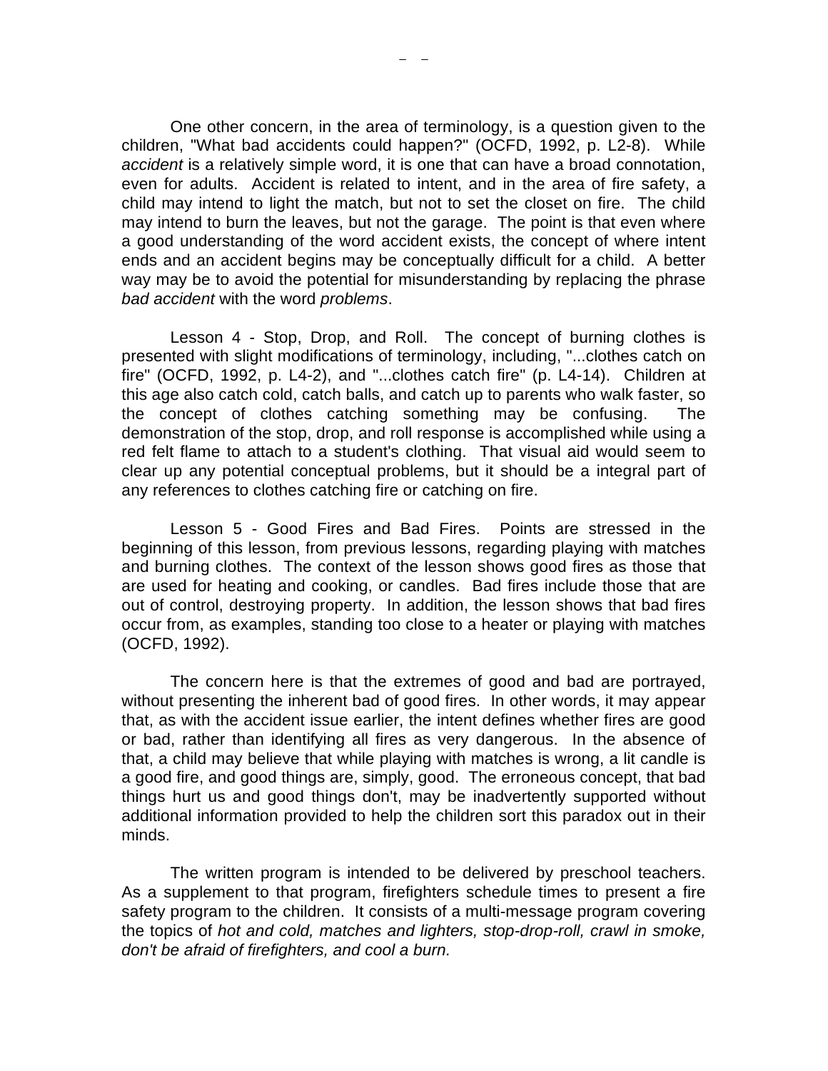One other concern, in the area of terminology, is a question given to the children, "What bad accidents could happen?" (OCFD, 1992, p. L2-8). While *accident* is a relatively simple word, it is one that can have a broad connotation, even for adults. Accident is related to intent, and in the area of fire safety, a child may intend to light the match, but not to set the closet on fire. The child may intend to burn the leaves, but not the garage. The point is that even where a good understanding of the word accident exists, the concept of where intent ends and an accident begins may be conceptually difficult for a child. A better way may be to avoid the potential for misunderstanding by replacing the phrase *bad accident* with the word *problems*.

Lesson 4 - Stop, Drop, and Roll. The concept of burning clothes is presented with slight modifications of terminology, including, "...clothes catch on fire" (OCFD, 1992, p. L4-2), and "...clothes catch fire" (p. L4-14). Children at this age also catch cold, catch balls, and catch up to parents who walk faster, so the concept of clothes catching something may be confusing. The demonstration of the stop, drop, and roll response is accomplished while using a red felt flame to attach to a student's clothing. That visual aid would seem to clear up any potential conceptual problems, but it should be a integral part of any references to clothes catching fire or catching on fire.

Lesson 5 - Good Fires and Bad Fires. Points are stressed in the beginning of this lesson, from previous lessons, regarding playing with matches and burning clothes. The context of the lesson shows good fires as those that are used for heating and cooking, or candles. Bad fires include those that are out of control, destroying property. In addition, the lesson shows that bad fires occur from, as examples, standing too close to a heater or playing with matches (OCFD, 1992).

The concern here is that the extremes of good and bad are portrayed, without presenting the inherent bad of good fires. In other words, it may appear that, as with the accident issue earlier, the intent defines whether fires are good or bad, rather than identifying all fires as very dangerous. In the absence of that, a child may believe that while playing with matches is wrong, a lit candle is a good fire, and good things are, simply, good. The erroneous concept, that bad things hurt us and good things don't, may be inadvertently supported without additional information provided to help the children sort this paradox out in their minds.

The written program is intended to be delivered by preschool teachers. As a supplement to that program, firefighters schedule times to present a fire safety program to the children. It consists of a multi-message program covering the topics of *hot and cold, matches and lighters, stop-drop-roll, crawl in smoke, don't be afraid of firefighters, and cool a burn.*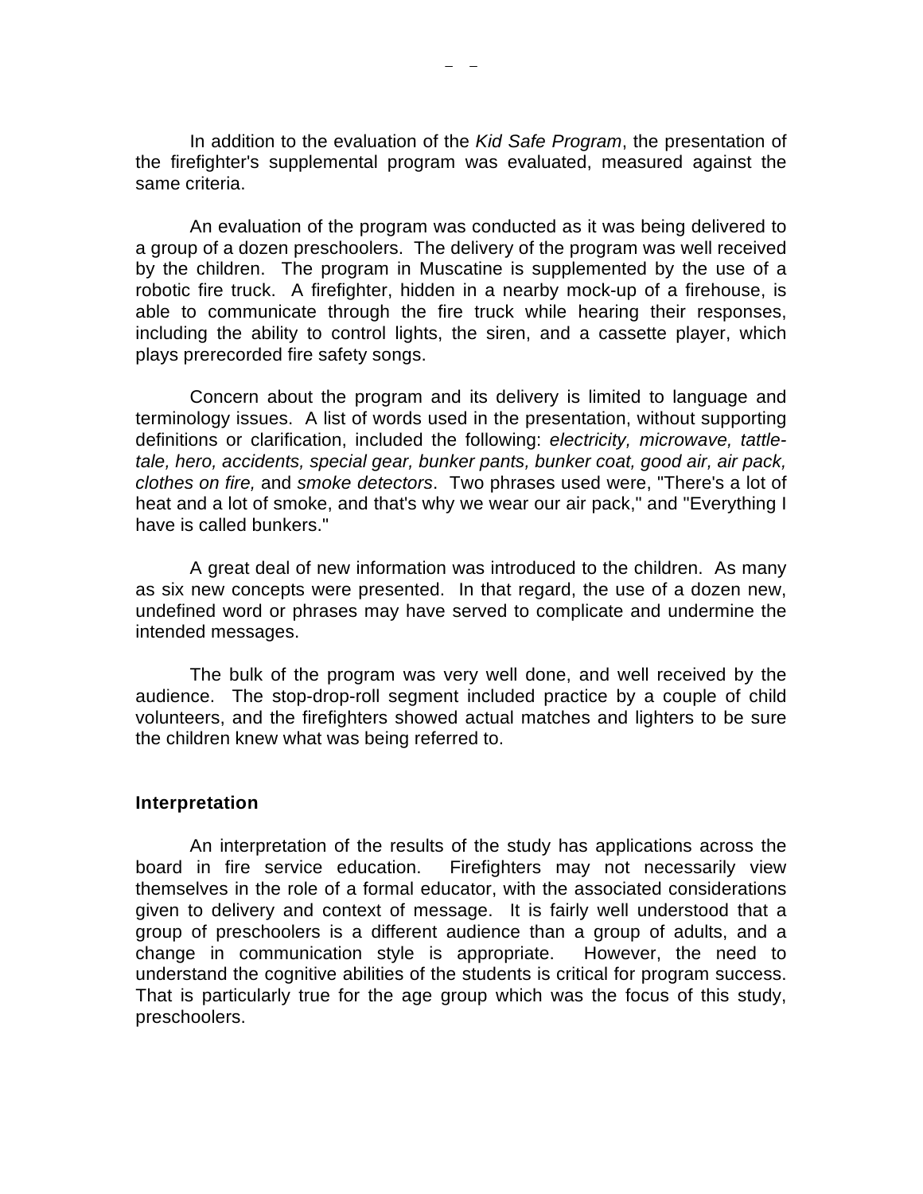In addition to the evaluation of the *Kid Safe Program*, the presentation of the firefighter's supplemental program was evaluated, measured against the same criteria.

An evaluation of the program was conducted as it was being delivered to a group of a dozen preschoolers. The delivery of the program was well received by the children. The program in Muscatine is supplemented by the use of a robotic fire truck. A firefighter, hidden in a nearby mock-up of a firehouse, is able to communicate through the fire truck while hearing their responses, including the ability to control lights, the siren, and a cassette player, which plays prerecorded fire safety songs.

Concern about the program and its delivery is limited to language and terminology issues. A list of words used in the presentation, without supporting definitions or clarification, included the following: *electricity, microwave, tattle-tale, hero, accidents, special gear, bunker pants, bunker coat, good air, air pack, clothes on fire,* and *smoke detectors*. Two phrases used were, "There's a lot of heat and a lot of smoke, and that's why we wear our air pack," and "Everything I have is called bunkers."

A great deal of new information was introduced to the children. As many as six new concepts were presented. In that regard, the use of a dozen new, undefined word or phrases may have served to complicate and undermine the intended messages.

The bulk of the program was very well done, and well received by the audience. The stop-drop-roll segment included practice by a couple of child volunteers, and the firefighters showed actual matches and lighters to be sure the children knew what was being referred to.

### Interpretation

An interpretation of the results of the study has applications across the board in fire service education. Firefighters may not necessarily view themselves in the role of a formal educator, with the associated considerations given to delivery and context of message. It is fairly well understood that a group of preschoolers is a different audience than a group of adults, and a change in communication style is appropriate. However, the need to understand the cognitive abilities of the students is critical for program success. That is particularly true for the age group which was the focus of this study, preschoolers.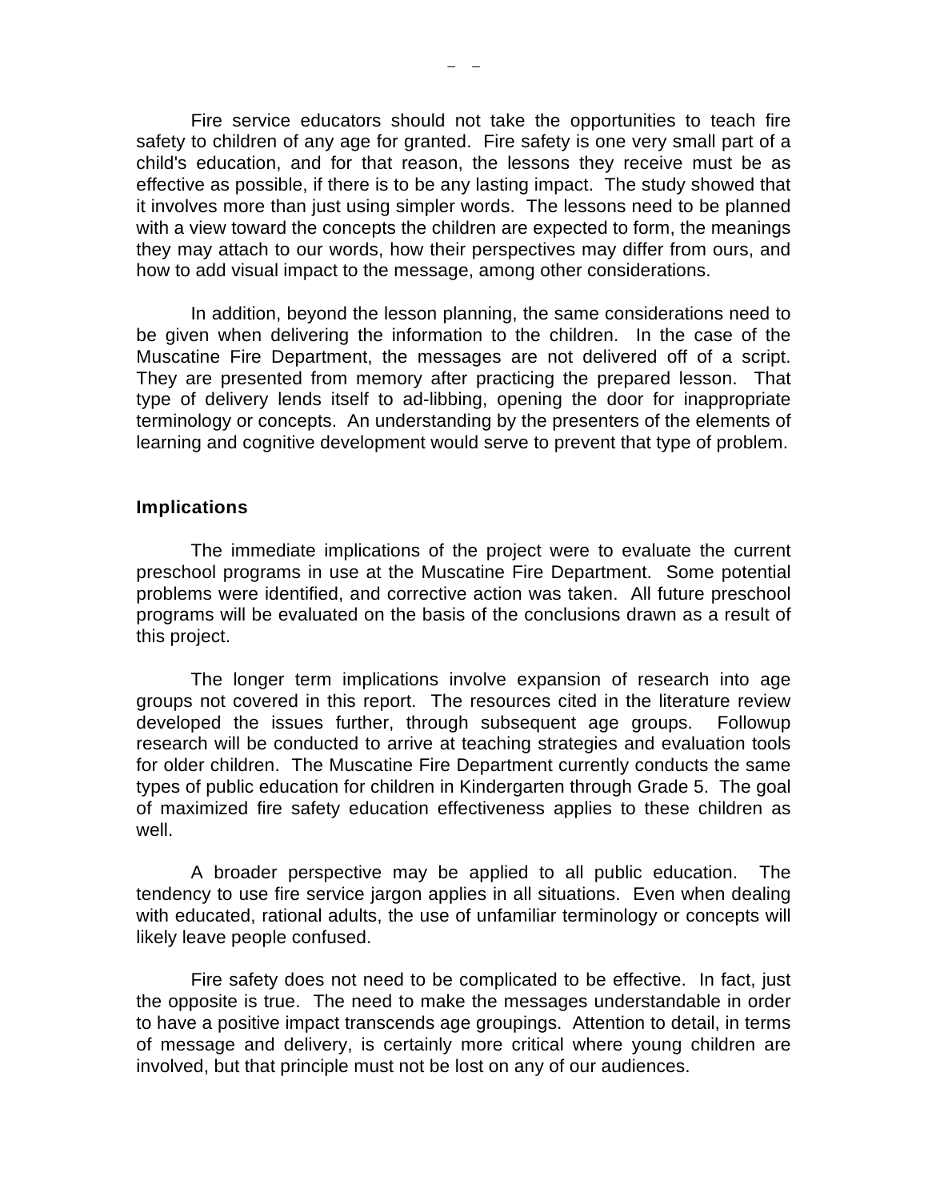Fire service educators should not take the opportunities to teach fire safety to children of any age for granted. Fire safety is one very small part of a child's education, and for that reason, the lessons they receive must be as effective as possible, if there is to be any lasting impact. The study showed that it involves more than just using simpler words. The lessons need to be planned with a view toward the concepts the children are expected to form, the meanings they may attach to our words, how their perspectives may differ from ours, and how to add visual impact to the message, among other considerations.

In addition, beyond the lesson planning, the same considerations need to be given when delivering the information to the children. In the case of the Muscatine Fire Department, the messages are not delivered off of a script. They are presented from memory after practicing the prepared lesson. That type of delivery lends itself to ad-libbing, opening the door for inappropriate terminology or concepts. An understanding by the presenters of the elements of learning and cognitive development would serve to prevent that type of problem.

## Implications

The immediate implications of the project were to evaluate the current preschool programs in use at the Muscatine Fire Department. Some potential problems were identified, and corrective action was taken. All future preschool programs will be evaluated on the basis of the conclusions drawn as a result of this project.

The longer term implications involve expansion of research into age groups not covered in this report. The resources cited in the literature review developed the issues further, through subsequent age groups. Followup research will be conducted to arrive at teaching strategies and evaluation tools for older children. The Muscatine Fire Department currently conducts the same types of public education for children in Kindergarten through Grade 5. The goal of maximized fire safety education effectiveness applies to these children as well.

A broader perspective may be applied to all public education. The tendency to use fire service jargon applies in all situations. Even when dealing with educated, rational adults, the use of unfamiliar terminology or concepts will likely leave people confused.

Fire safety does not need to be complicated to be effective. In fact, just the opposite is true. The need to make the messages understandable in order to have a positive impact transcends age groupings. Attention to detail, in terms of message and delivery, is certainly more critical where young children are involved, but that principle must not be lost on any of our audiences.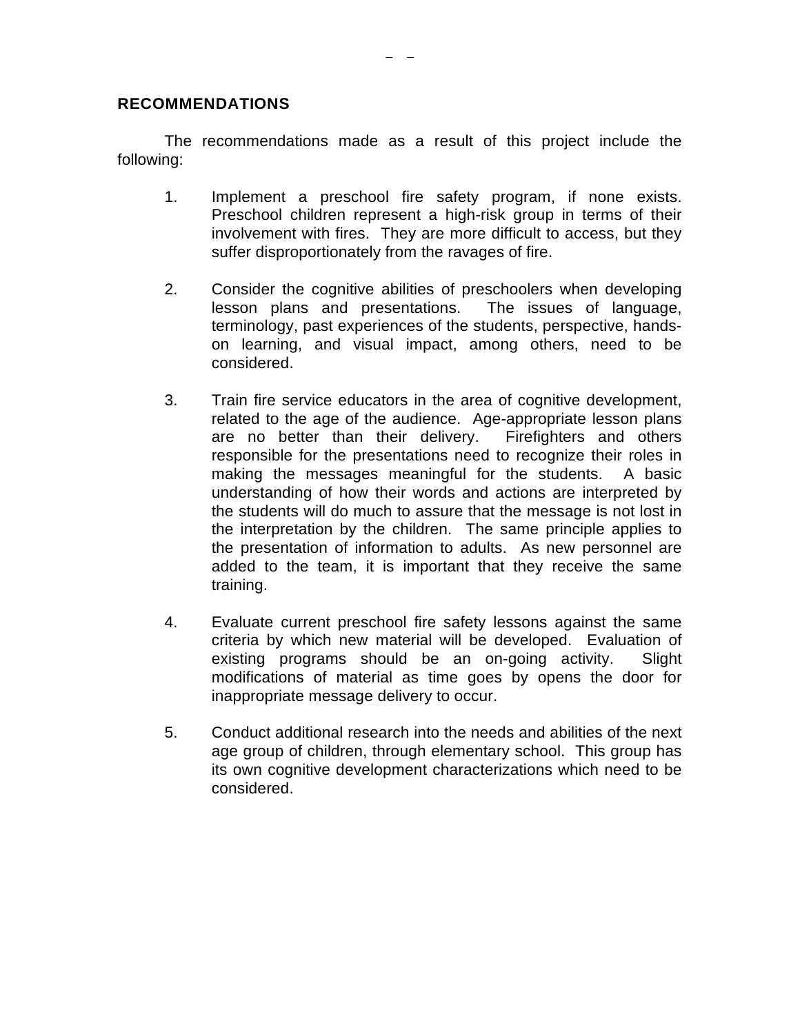## RECOMMENDATIONS

The recommendations made as a result of this project include the following:

1. Implement a preschool fire safety program, if none exists. Preschool children represent a high-risk group in terms of their involvement with fires. They are more difficult to access, but they suffer disproportionately from the ravages of fire.

2. Consider the cognitive abilities of preschoolers when developing lesson plans and presentations. The issues of language, terminology, past experiences of the students, perspective, hands-on learning, and visual impact, among others, need to be considered.

3. Train fire service educators in the area of cognitive development, related to the age of the audience. Age-appropriate lesson plans are no better than their delivery. Firefighters and others responsible for the presentations need to recognize their roles in making the messages meaningful for the students. A basic understanding of how their words and actions are interpreted by the students will do much to assure that the message is not lost in the interpretation by the children. The same principle applies to the presentation of information to adults. As new personnel are added to the team, it is important that they receive the same training.

4. Evaluate current preschool fire safety lessons against the same criteria by which new material will be developed. Evaluation of existing programs should be an on-going activity. Slight modifications of material as time goes by opens the door for inappropriate message delivery to occur.

5. Conduct additional research into the needs and abilities of the next age group of children, through elementary school. This group has its own cognitive development characterizations which need to be considered.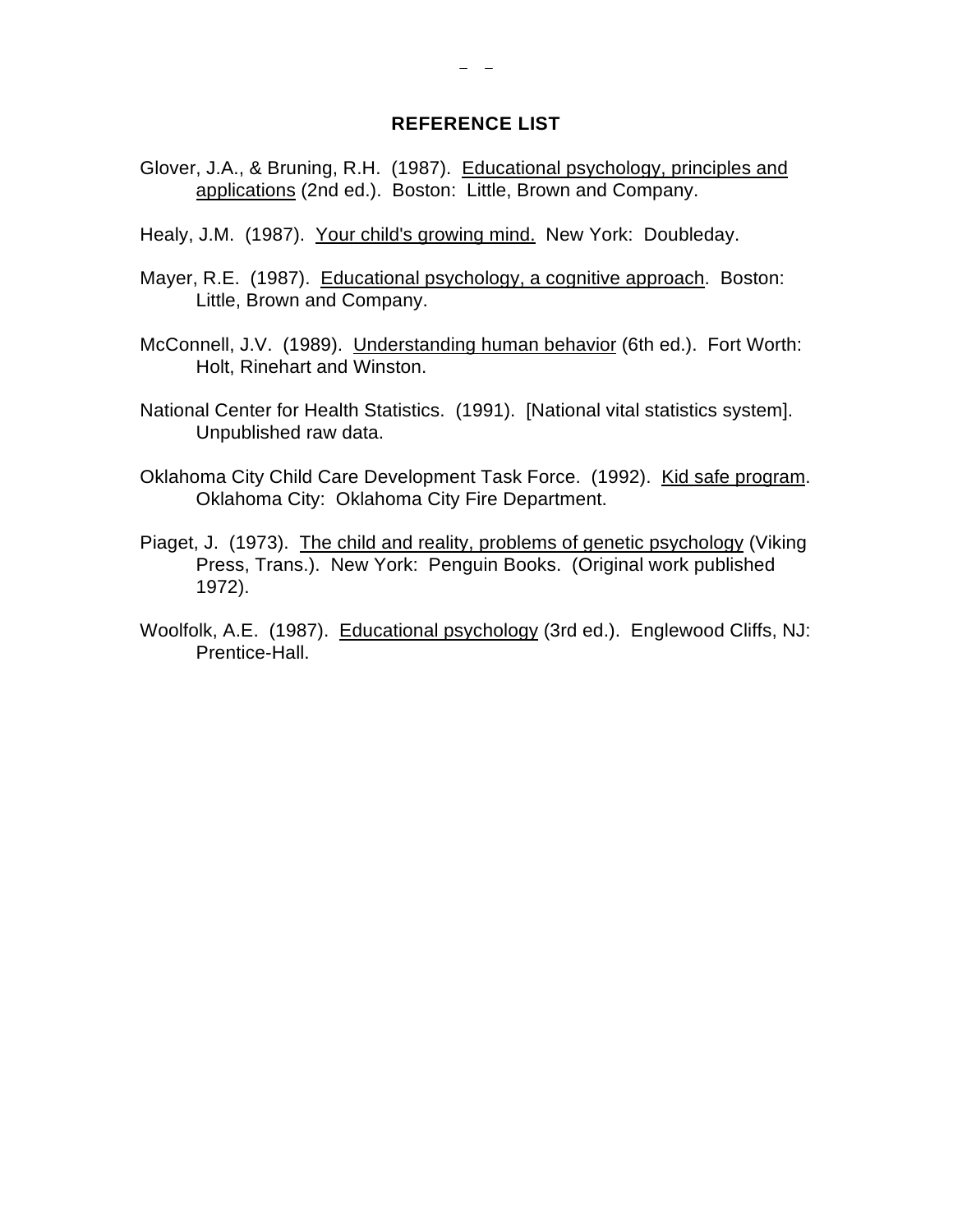## REFERENCE LIST

Glover, J.A., & Bruning, R.H. (1987). Educational psychology, principles and applications (2nd ed.). Boston: Little, Brown and Company.

Healy, J.M. (1987). Your child's growing mind. New York: Doubleday.

Mayer, R.E. (1987). Educational psychology, a cognitive approach. Boston: Little, Brown and Company.

McConnell, J.V. (1989). Understanding human behavior (6th ed.). Fort Worth: Holt, Rinehart and Winston.

National Center for Health Statistics. (1991). [National vital statistics system]. Unpublished raw data.

Oklahoma City Child Care Development Task Force. (1992). Kid safe program. Oklahoma City: Oklahoma City Fire Department.

Piaget, J. (1973). The child and reality, problems of genetic psychology (Viking Press, Trans.). New York: Penguin Books. (Original work published 1972).

Woolfolk, A.E. (1987). Educational psychology (3rd ed.). Englewood Cliffs, NJ: Prentice-Hall.